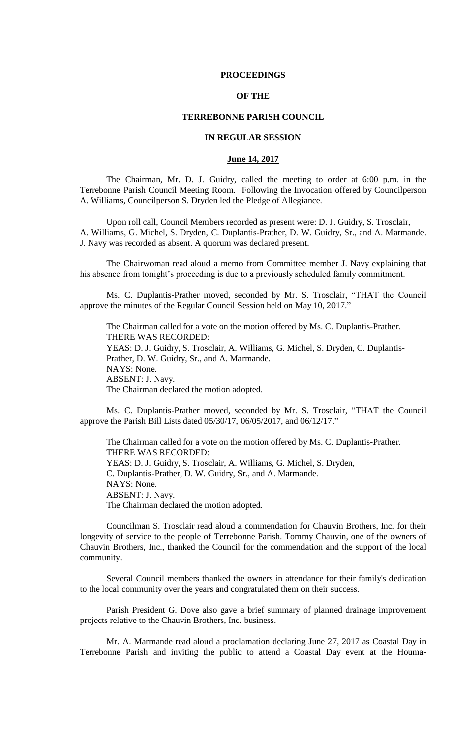**PROCEEDINGS**

**OF THE**

**TERREBONNE PARISH COUNCIL**

**IN REGULAR SESSION**

**June 14, 2017**

The Chairman, Mr. D. J. Guidry, called the meeting to order at 6:00 p.m. in the Terrebonne Parish Council Meeting Room. Following the Invocation offered by Councilperson A. Williams, Councilperson S. Dryden led the Pledge of Allegiance.

Upon roll call, Council Members recorded as present were: D. J. Guidry, S. Trosclair, A. Williams, G. Michel, S. Dryden, C. Duplantis-Prather, D. W. Guidry, Sr., and A. Marmande. J. Navy was recorded as absent. A quorum was declared present.

The Chairwoman read aloud a memo from Committee member J. Navy explaining that his absence from tonight's proceeding is due to a previously scheduled family commitment.

Ms. C. Duplantis-Prather moved, seconded by Mr. S. Trosclair, "THAT the Council approve the minutes of the Regular Council Session held on May 10, 2017."

The Chairman called for a vote on the motion offered by Ms. C. Duplantis-Prather.
THERE WAS RECORDED:
YEAS: D. J. Guidry, S. Trosclair, A. Williams, G. Michel, S. Dryden, C. Duplantis-Prather, D. W. Guidry, Sr., and A. Marmande.
NAYS: None.
ABSENT: J. Navy.
The Chairman declared the motion adopted.

Ms. C. Duplantis-Prather moved, seconded by Mr. S. Trosclair, "THAT the Council approve the Parish Bill Lists dated 05/30/17, 06/05/2017, and 06/12/17."

The Chairman called for a vote on the motion offered by Ms. C. Duplantis-Prather.
THERE WAS RECORDED:
YEAS: D. J. Guidry, S. Trosclair, A. Williams, G. Michel, S. Dryden, C. Duplantis-Prather, D. W. Guidry, Sr., and A. Marmande.
NAYS: None.
ABSENT: J. Navy.
The Chairman declared the motion adopted.

Councilman S. Trosclair read aloud a commendation for Chauvin Brothers, Inc. for their longevity of service to the people of Terrebonne Parish. Tommy Chauvin, one of the owners of Chauvin Brothers, Inc., thanked the Council for the commendation and the support of the local community.

Several Council members thanked the owners in attendance for their family's dedication to the local community over the years and congratulated them on their success.

Parish President G. Dove also gave a brief summary of planned drainage improvement projects relative to the Chauvin Brothers, Inc. business.

Mr. A. Marmande read aloud a proclamation declaring June 27, 2017 as Coastal Day in Terrebonne Parish and inviting the public to attend a Coastal Day event at the Houma-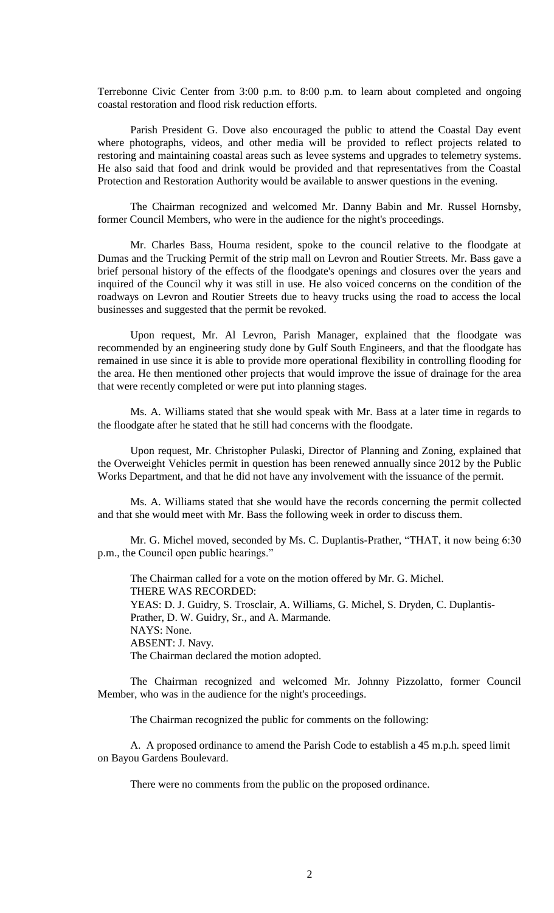Terrebonne Civic Center from 3:00 p.m. to 8:00 p.m. to learn about completed and ongoing coastal restoration and flood risk reduction efforts.

Parish President G. Dove also encouraged the public to attend the Coastal Day event where photographs, videos, and other media will be provided to reflect projects related to restoring and maintaining coastal areas such as levee systems and upgrades to telemetry systems. He also said that food and drink would be provided and that representatives from the Coastal Protection and Restoration Authority would be available to answer questions in the evening.

The Chairman recognized and welcomed Mr. Danny Babin and Mr. Russel Hornsby, former Council Members, who were in the audience for the night's proceedings.

Mr. Charles Bass, Houma resident, spoke to the council relative to the floodgate at Dumas and the Trucking Permit of the strip mall on Levron and Routier Streets. Mr. Bass gave a brief personal history of the effects of the floodgate's openings and closures over the years and inquired of the Council why it was still in use. He also voiced concerns on the condition of the roadways on Levron and Routier Streets due to heavy trucks using the road to access the local businesses and suggested that the permit be revoked.

Upon request, Mr. Al Levron, Parish Manager, explained that the floodgate was recommended by an engineering study done by Gulf South Engineers, and that the floodgate has remained in use since it is able to provide more operational flexibility in controlling flooding for the area. He then mentioned other projects that would improve the issue of drainage for the area that were recently completed or were put into planning stages.

Ms. A. Williams stated that she would speak with Mr. Bass at a later time in regards to the floodgate after he stated that he still had concerns with the floodgate.

Upon request, Mr. Christopher Pulaski, Director of Planning and Zoning, explained that the Overweight Vehicles permit in question has been renewed annually since 2012 by the Public Works Department, and that he did not have any involvement with the issuance of the permit.

Ms. A. Williams stated that she would have the records concerning the permit collected and that she would meet with Mr. Bass the following week in order to discuss them.

Mr. G. Michel moved, seconded by Ms. C. Duplantis-Prather, "THAT, it now being 6:30 p.m., the Council open public hearings."

The Chairman called for a vote on the motion offered by Mr. G. Michel.
THERE WAS RECORDED:
YEAS: D. J. Guidry, S. Trosclair, A. Williams, G. Michel, S. Dryden, C. Duplantis-Prather, D. W. Guidry, Sr., and A. Marmande.
NAYS: None.
ABSENT: J. Navy.
The Chairman declared the motion adopted.

The Chairman recognized and welcomed Mr. Johnny Pizzolatto, former Council Member, who was in the audience for the night's proceedings.

The Chairman recognized the public for comments on the following:

A. A proposed ordinance to amend the Parish Code to establish a 45 m.p.h. speed limit on Bayou Gardens Boulevard.

There were no comments from the public on the proposed ordinance.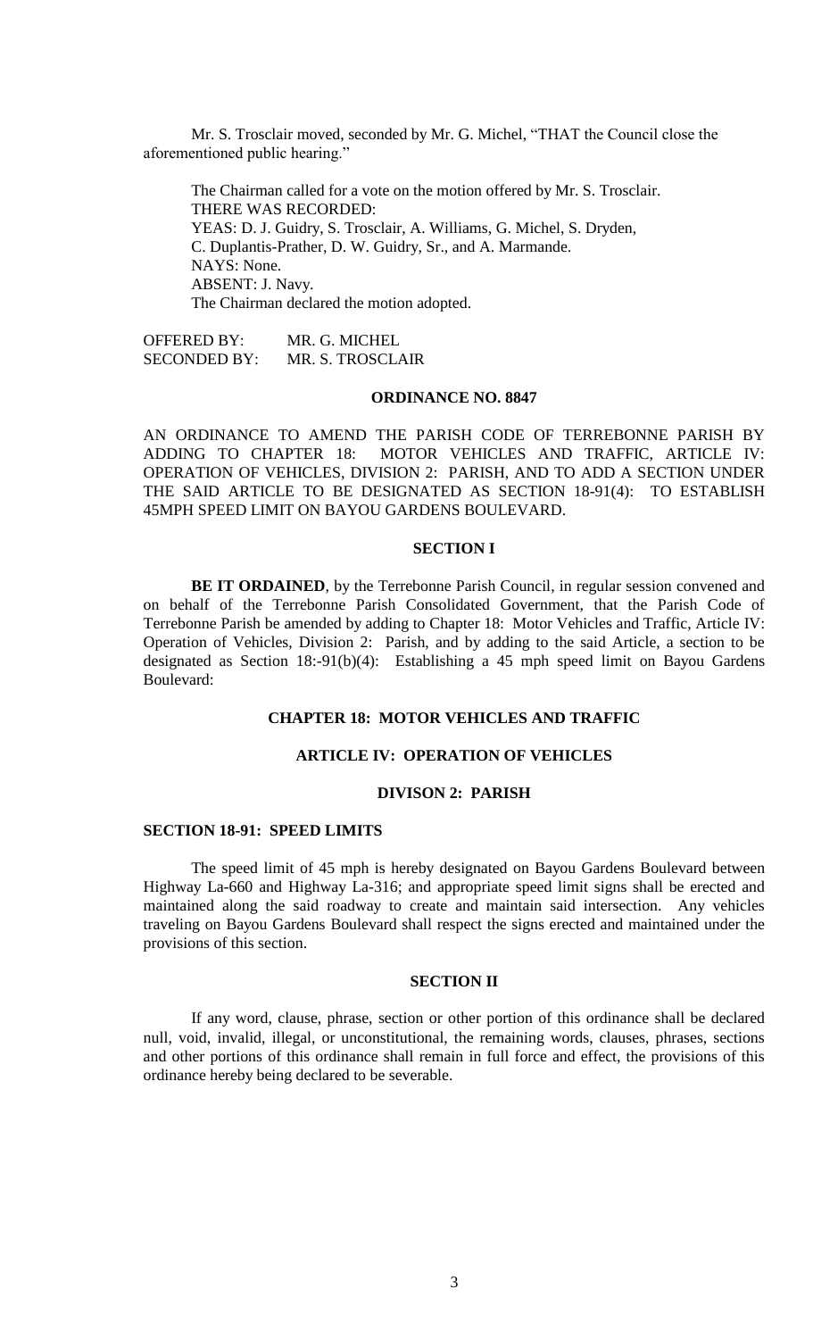Mr. S. Trosclair moved, seconded by Mr. G. Michel, "THAT the Council close the aforementioned public hearing."

The Chairman called for a vote on the motion offered by Mr. S. Trosclair.
THERE WAS RECORDED:
YEAS: D. J. Guidry, S. Trosclair, A. Williams, G. Michel, S. Dryden, C. Duplantis-Prather, D. W. Guidry, Sr., and A. Marmande.
NAYS: None.
ABSENT: J. Navy.
The Chairman declared the motion adopted.

OFFERED BY: MR. G. MICHEL
SECONDED BY: MR. S. TROSCLAIR

## ORDINANCE NO. 8847

AN ORDINANCE TO AMEND THE PARISH CODE OF TERREBONNE PARISH BY ADDING TO CHAPTER 18: MOTOR VEHICLES AND TRAFFIC, ARTICLE IV: OPERATION OF VEHICLES, DIVISION 2: PARISH, AND TO ADD A SECTION UNDER THE SAID ARTICLE TO BE DESIGNATED AS SECTION 18-91(4): TO ESTABLISH 45MPH SPEED LIMIT ON BAYOU GARDENS BOULEVARD.

## SECTION I

**BE IT ORDAINED**, by the Terrebonne Parish Council, in regular session convened and on behalf of the Terrebonne Parish Consolidated Government, that the Parish Code of Terrebonne Parish be amended by adding to Chapter 18: Motor Vehicles and Traffic, Article IV: Operation of Vehicles, Division 2: Parish, and by adding to the said Article, a section to be designated as Section 18:-91(b)(4): Establishing a 45 mph speed limit on Bayou Gardens Boulevard:

### CHAPTER 18: MOTOR VEHICLES AND TRAFFIC

### ARTICLE IV: OPERATION OF VEHICLES

### DIVISON 2: PARISH

**SECTION 18-91: SPEED LIMITS**

The speed limit of 45 mph is hereby designated on Bayou Gardens Boulevard between Highway La-660 and Highway La-316; and appropriate speed limit signs shall be erected and maintained along the said roadway to create and maintain said intersection. Any vehicles traveling on Bayou Gardens Boulevard shall respect the signs erected and maintained under the provisions of this section.

## SECTION II

If any word, clause, phrase, section or other portion of this ordinance shall be declared null, void, invalid, illegal, or unconstitutional, the remaining words, clauses, phrases, sections and other portions of this ordinance shall remain in full force and effect, the provisions of this ordinance hereby being declared to be severable.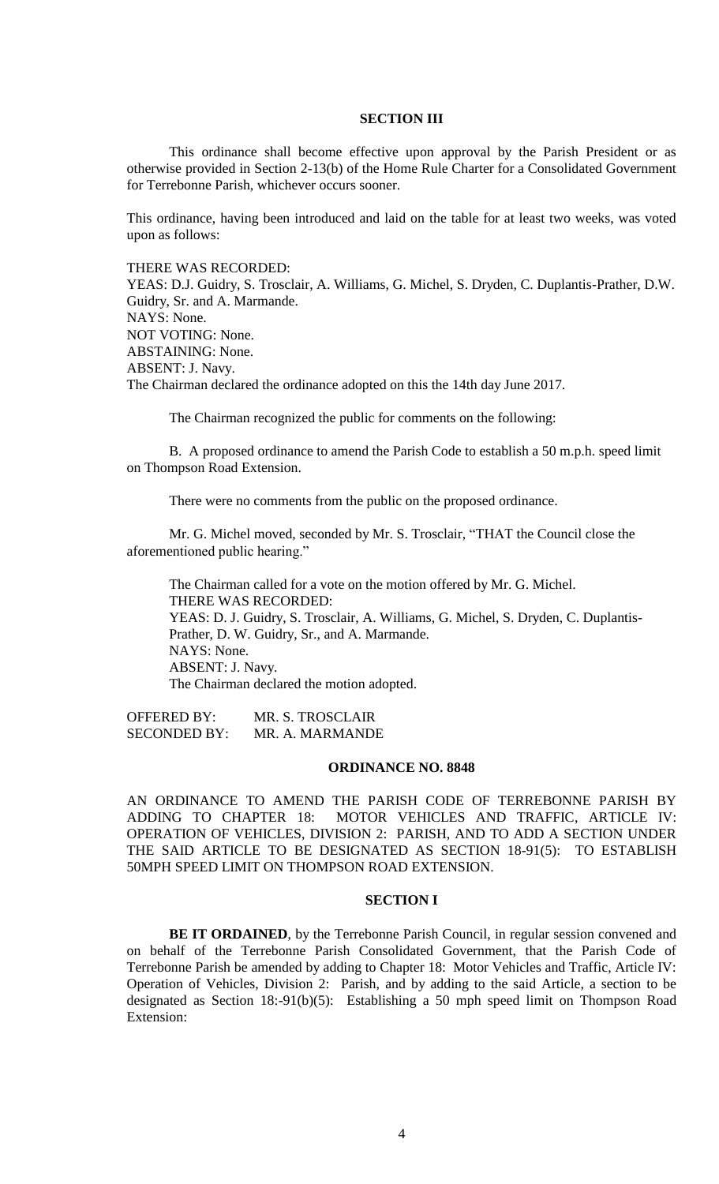## SECTION III

This ordinance shall become effective upon approval by the Parish President or as otherwise provided in Section 2-13(b) of the Home Rule Charter for a Consolidated Government for Terrebonne Parish, whichever occurs sooner.

This ordinance, having been introduced and laid on the table for at least two weeks, was voted upon as follows:

THERE WAS RECORDED:
YEAS: D.J. Guidry, S. Trosclair, A. Williams, G. Michel, S. Dryden, C. Duplantis-Prather, D.W. Guidry, Sr. and A. Marmande.
NAYS: None.
NOT VOTING: None.
ABSTAINING: None.
ABSENT: J. Navy.
The Chairman declared the ordinance adopted on this the 14th day June 2017.

The Chairman recognized the public for comments on the following:

B. A proposed ordinance to amend the Parish Code to establish a 50 m.p.h. speed limit on Thompson Road Extension.

There were no comments from the public on the proposed ordinance.

Mr. G. Michel moved, seconded by Mr. S. Trosclair, "THAT the Council close the aforementioned public hearing."

The Chairman called for a vote on the motion offered by Mr. G. Michel.
THERE WAS RECORDED:
YEAS: D. J. Guidry, S. Trosclair, A. Williams, G. Michel, S. Dryden, C. Duplantis-Prather, D. W. Guidry, Sr., and A. Marmande.
NAYS: None.
ABSENT: J. Navy.
The Chairman declared the motion adopted.

OFFERED BY: MR. S. TROSCLAIR
SECONDED BY: MR. A. MARMANDE

## ORDINANCE NO. 8848

AN ORDINANCE TO AMEND THE PARISH CODE OF TERREBONNE PARISH BY ADDING TO CHAPTER 18: MOTOR VEHICLES AND TRAFFIC, ARTICLE IV: OPERATION OF VEHICLES, DIVISION 2: PARISH, AND TO ADD A SECTION UNDER THE SAID ARTICLE TO BE DESIGNATED AS SECTION 18-91(5): TO ESTABLISH 50MPH SPEED LIMIT ON THOMPSON ROAD EXTENSION.

## SECTION I

**BE IT ORDAINED**, by the Terrebonne Parish Council, in regular session convened and on behalf of the Terrebonne Parish Consolidated Government, that the Parish Code of Terrebonne Parish be amended by adding to Chapter 18: Motor Vehicles and Traffic, Article IV: Operation of Vehicles, Division 2: Parish, and by adding to the said Article, a section to be designated as Section 18:-91(b)(5): Establishing a 50 mph speed limit on Thompson Road Extension: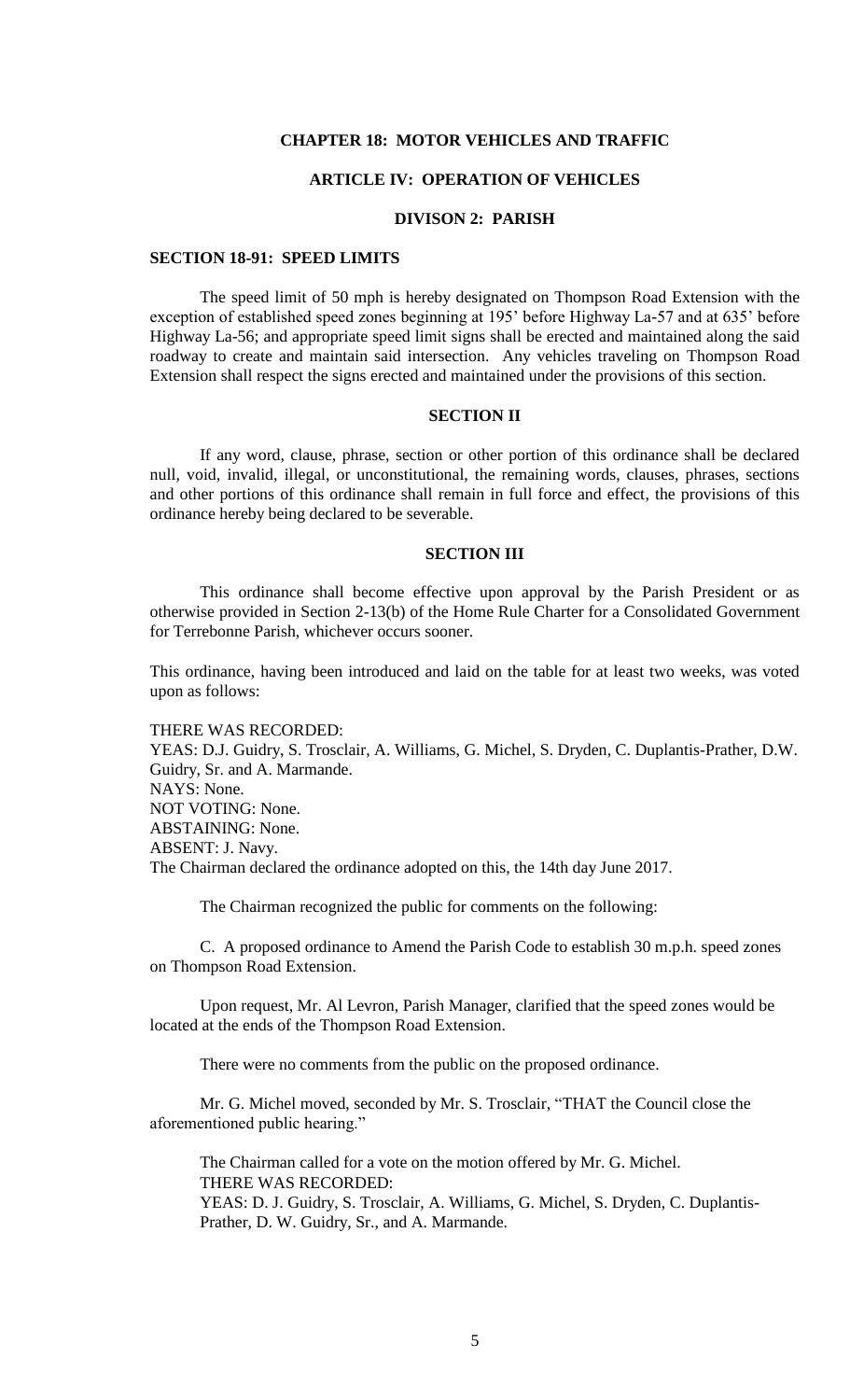**CHAPTER 18: MOTOR VEHICLES AND TRAFFIC**

**ARTICLE IV: OPERATION OF VEHICLES**

**DIVISON 2: PARISH**

**SECTION 18-91: SPEED LIMITS**

The speed limit of 50 mph is hereby designated on Thompson Road Extension with the exception of established speed zones beginning at 195' before Highway La-57 and at 635' before Highway La-56; and appropriate speed limit signs shall be erected and maintained along the said roadway to create and maintain said intersection. Any vehicles traveling on Thompson Road Extension shall respect the signs erected and maintained under the provisions of this section.

**SECTION II**

If any word, clause, phrase, section or other portion of this ordinance shall be declared null, void, invalid, illegal, or unconstitutional, the remaining words, clauses, phrases, sections and other portions of this ordinance shall remain in full force and effect, the provisions of this ordinance hereby being declared to be severable.

**SECTION III**

This ordinance shall become effective upon approval by the Parish President or as otherwise provided in Section 2-13(b) of the Home Rule Charter for a Consolidated Government for Terrebonne Parish, whichever occurs sooner.

This ordinance, having been introduced and laid on the table for at least two weeks, was voted upon as follows:

THERE WAS RECORDED:
YEAS: D.J. Guidry, S. Trosclair, A. Williams, G. Michel, S. Dryden, C. Duplantis-Prather, D.W. Guidry, Sr. and A. Marmande.
NAYS: None.
NOT VOTING: None.
ABSTAINING: None.
ABSENT: J. Navy.
The Chairman declared the ordinance adopted on this, the 14th day June 2017.

The Chairman recognized the public for comments on the following:

C. A proposed ordinance to Amend the Parish Code to establish 30 m.p.h. speed zones on Thompson Road Extension.

Upon request, Mr. Al Levron, Parish Manager, clarified that the speed zones would be located at the ends of the Thompson Road Extension.

There were no comments from the public on the proposed ordinance.

Mr. G. Michel moved, seconded by Mr. S. Trosclair, "THAT the Council close the aforementioned public hearing."

The Chairman called for a vote on the motion offered by Mr. G. Michel.
THERE WAS RECORDED:
YEAS: D. J. Guidry, S. Trosclair, A. Williams, G. Michel, S. Dryden, C. Duplantis-Prather, D. W. Guidry, Sr., and A. Marmande.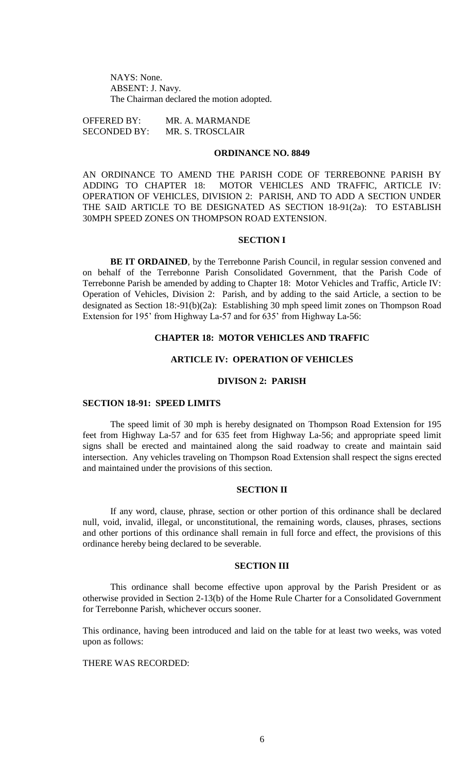NAYS: None.
ABSENT: J. Navy.
The Chairman declared the motion adopted.

OFFERED BY: MR. A. MARMANDE
SECONDED BY: MR. S. TROSCLAIR

## ORDINANCE NO. 8849

AN ORDINANCE TO AMEND THE PARISH CODE OF TERREBONNE PARISH BY ADDING TO CHAPTER 18: MOTOR VEHICLES AND TRAFFIC, ARTICLE IV: OPERATION OF VEHICLES, DIVISION 2: PARISH, AND TO ADD A SECTION UNDER THE SAID ARTICLE TO BE DESIGNATED AS SECTION 18-91(2a): TO ESTABLISH 30MPH SPEED ZONES ON THOMPSON ROAD EXTENSION.

### SECTION I

**BE IT ORDAINED**, by the Terrebonne Parish Council, in regular session convened and on behalf of the Terrebonne Parish Consolidated Government, that the Parish Code of Terrebonne Parish be amended by adding to Chapter 18: Motor Vehicles and Traffic, Article IV: Operation of Vehicles, Division 2: Parish, and by adding to the said Article, a section to be designated as Section 18:-91(b)(2a): Establishing 30 mph speed limit zones on Thompson Road Extension for 195' from Highway La-57 and for 635' from Highway La-56:

### CHAPTER 18: MOTOR VEHICLES AND TRAFFIC

### ARTICLE IV: OPERATION OF VEHICLES

### DIVISON 2: PARISH

### SECTION 18-91: SPEED LIMITS

The speed limit of 30 mph is hereby designated on Thompson Road Extension for 195 feet from Highway La-57 and for 635 feet from Highway La-56; and appropriate speed limit signs shall be erected and maintained along the said roadway to create and maintain said intersection. Any vehicles traveling on Thompson Road Extension shall respect the signs erected and maintained under the provisions of this section.

### SECTION II

If any word, clause, phrase, section or other portion of this ordinance shall be declared null, void, invalid, illegal, or unconstitutional, the remaining words, clauses, phrases, sections and other portions of this ordinance shall remain in full force and effect, the provisions of this ordinance hereby being declared to be severable.

### SECTION III

This ordinance shall become effective upon approval by the Parish President or as otherwise provided in Section 2-13(b) of the Home Rule Charter for a Consolidated Government for Terrebonne Parish, whichever occurs sooner.

This ordinance, having been introduced and laid on the table for at least two weeks, was voted upon as follows:

THERE WAS RECORDED: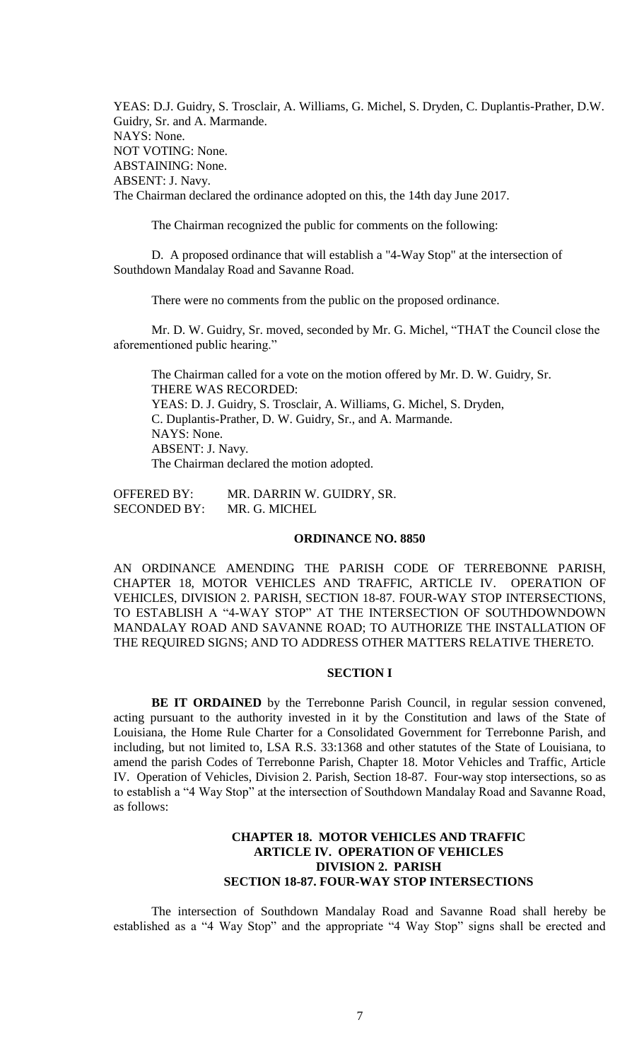YEAS: D.J. Guidry, S. Trosclair, A. Williams, G. Michel, S. Dryden, C. Duplantis-Prather, D.W. Guidry, Sr. and A. Marmande.
NAYS: None.
NOT VOTING: None.
ABSTAINING: None.
ABSENT: J. Navy.
The Chairman declared the ordinance adopted on this, the 14th day June 2017.

The Chairman recognized the public for comments on the following:

D. A proposed ordinance that will establish a "4-Way Stop" at the intersection of Southdown Mandalay Road and Savanne Road.

There were no comments from the public on the proposed ordinance.

Mr. D. W. Guidry, Sr. moved, seconded by Mr. G. Michel, "THAT the Council close the aforementioned public hearing."

The Chairman called for a vote on the motion offered by Mr. D. W. Guidry, Sr.
THERE WAS RECORDED:
YEAS: D. J. Guidry, S. Trosclair, A. Williams, G. Michel, S. Dryden, C. Duplantis-Prather, D. W. Guidry, Sr., and A. Marmande.
NAYS: None.
ABSENT: J. Navy.
The Chairman declared the motion adopted.

OFFERED BY: MR. DARRIN W. GUIDRY, SR.
SECONDED BY: MR. G. MICHEL

## ORDINANCE NO. 8850

AN ORDINANCE AMENDING THE PARISH CODE OF TERREBONNE PARISH, CHAPTER 18, MOTOR VEHICLES AND TRAFFIC, ARTICLE IV. OPERATION OF VEHICLES, DIVISION 2. PARISH, SECTION 18-87. FOUR-WAY STOP INTERSECTIONS, TO ESTABLISH A "4-WAY STOP" AT THE INTERSECTION OF SOUTHDOWNDOWN MANDALAY ROAD AND SAVANNE ROAD; TO AUTHORIZE THE INSTALLATION OF THE REQUIRED SIGNS; AND TO ADDRESS OTHER MATTERS RELATIVE THERETO.

### SECTION I

**BE IT ORDAINED** by the Terrebonne Parish Council, in regular session convened, acting pursuant to the authority invested in it by the Constitution and laws of the State of Louisiana, the Home Rule Charter for a Consolidated Government for Terrebonne Parish, and including, but not limited to, LSA R.S. 33:1368 and other statutes of the State of Louisiana, to amend the parish Codes of Terrebonne Parish, Chapter 18. Motor Vehicles and Traffic, Article IV. Operation of Vehicles, Division 2. Parish, Section 18-87. Four-way stop intersections, so as to establish a "4 Way Stop" at the intersection of Southdown Mandalay Road and Savanne Road, as follows:

**CHAPTER 18. MOTOR VEHICLES AND TRAFFIC**
**ARTICLE IV. OPERATION OF VEHICLES**
**DIVISION 2. PARISH**
**SECTION 18-87. FOUR-WAY STOP INTERSECTIONS**

The intersection of Southdown Mandalay Road and Savanne Road shall hereby be established as a "4 Way Stop" and the appropriate "4 Way Stop" signs shall be erected and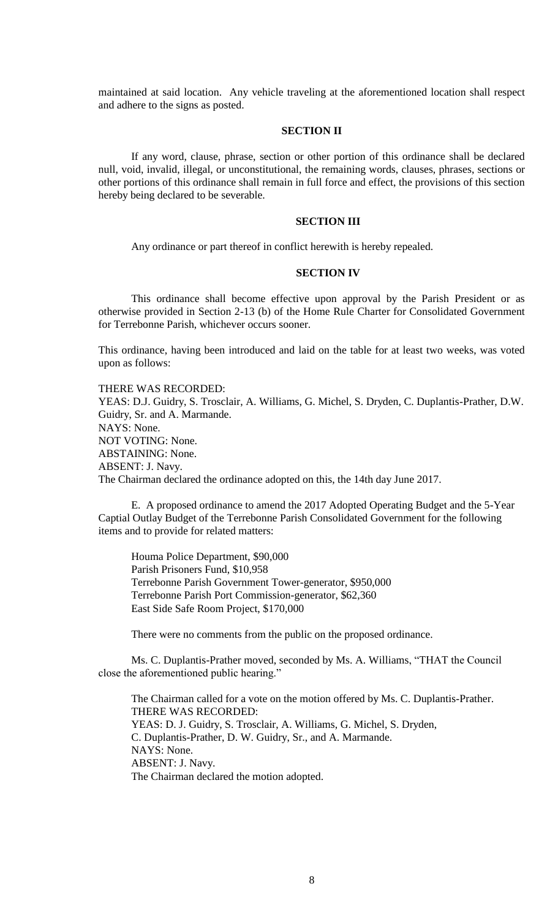maintained at said location. Any vehicle traveling at the aforementioned location shall respect and adhere to the signs as posted.

**SECTION II**

If any word, clause, phrase, section or other portion of this ordinance shall be declared null, void, invalid, illegal, or unconstitutional, the remaining words, clauses, phrases, sections or other portions of this ordinance shall remain in full force and effect, the provisions of this section hereby being declared to be severable.

**SECTION III**

Any ordinance or part thereof in conflict herewith is hereby repealed.

**SECTION IV**

This ordinance shall become effective upon approval by the Parish President or as otherwise provided in Section 2-13 (b) of the Home Rule Charter for Consolidated Government for Terrebonne Parish, whichever occurs sooner.

This ordinance, having been introduced and laid on the table for at least two weeks, was voted upon as follows:

THERE WAS RECORDED:
YEAS: D.J. Guidry, S. Trosclair, A. Williams, G. Michel, S. Dryden, C. Duplantis-Prather, D.W. Guidry, Sr. and A. Marmande.
NAYS: None.
NOT VOTING: None.
ABSTAINING: None.
ABSENT: J. Navy.
The Chairman declared the ordinance adopted on this, the 14th day June 2017.

E. A proposed ordinance to amend the 2017 Adopted Operating Budget and the 5-Year Captial Outlay Budget of the Terrebonne Parish Consolidated Government for the following items and to provide for related matters:

Houma Police Department, $90,000
Parish Prisoners Fund, $10,958
Terrebonne Parish Government Tower-generator, $950,000
Terrebonne Parish Port Commission-generator, $62,360
East Side Safe Room Project, $170,000

There were no comments from the public on the proposed ordinance.

Ms. C. Duplantis-Prather moved, seconded by Ms. A. Williams, "THAT the Council close the aforementioned public hearing."

The Chairman called for a vote on the motion offered by Ms. C. Duplantis-Prather.
THERE WAS RECORDED:
YEAS: D. J. Guidry, S. Trosclair, A. Williams, G. Michel, S. Dryden, C. Duplantis-Prather, D. W. Guidry, Sr., and A. Marmande.
NAYS: None.
ABSENT: J. Navy.
The Chairman declared the motion adopted.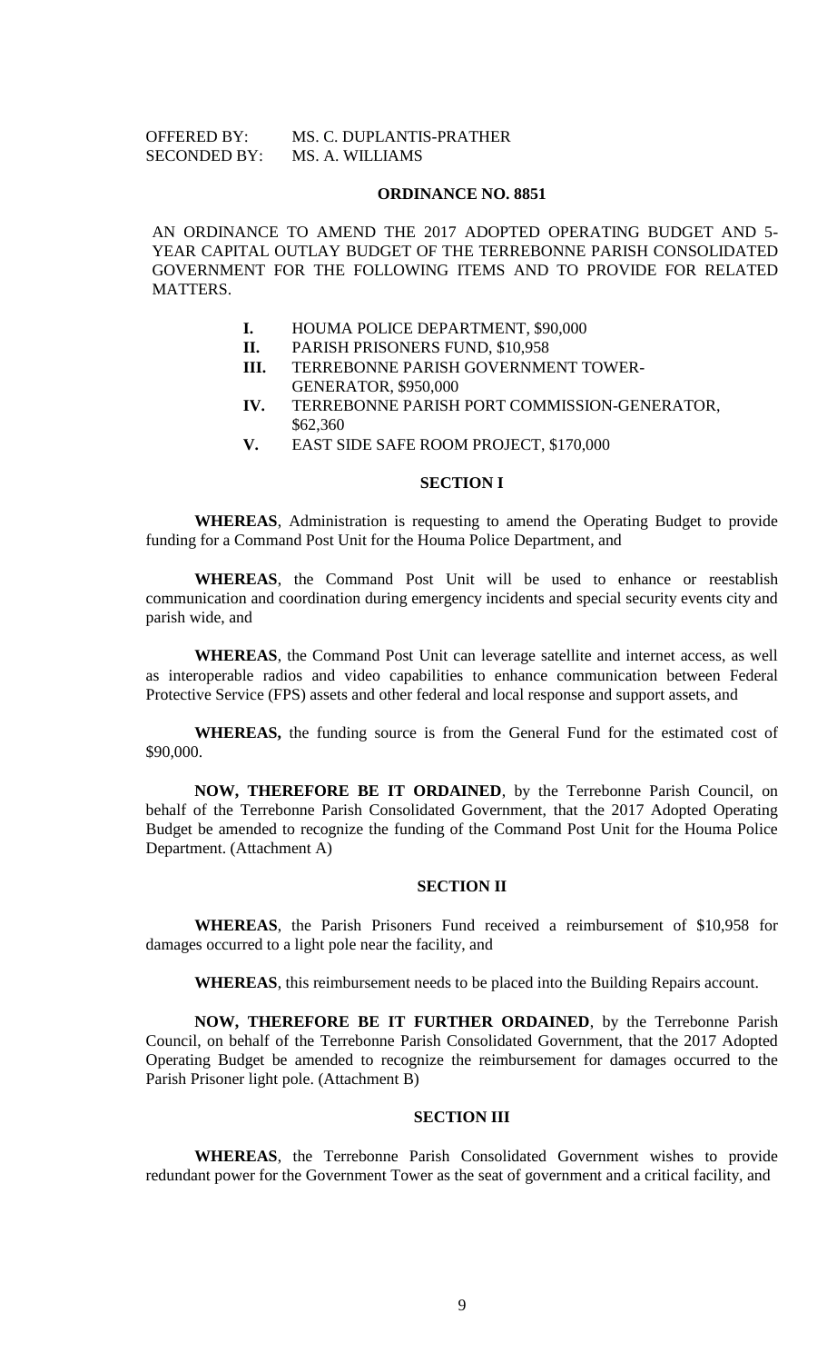OFFERED BY: MS. C. DUPLANTIS-PRATHER
SECONDED BY: MS. A. WILLIAMS

## ORDINANCE NO. 8851

AN ORDINANCE TO AMEND THE 2017 ADOPTED OPERATING BUDGET AND 5-YEAR CAPITAL OUTLAY BUDGET OF THE TERREBONNE PARISH CONSOLIDATED GOVERNMENT FOR THE FOLLOWING ITEMS AND TO PROVIDE FOR RELATED MATTERS.

- **I.** HOUMA POLICE DEPARTMENT, $90,000
- **II.** PARISH PRISONERS FUND, $10,958
- **III.** TERREBONNE PARISH GOVERNMENT TOWER-GENERATOR, $950,000
- **IV.** TERREBONNE PARISH PORT COMMISSION-GENERATOR, $62,360
- **V.** EAST SIDE SAFE ROOM PROJECT, $170,000

### SECTION I

**WHEREAS**, Administration is requesting to amend the Operating Budget to provide funding for a Command Post Unit for the Houma Police Department, and

**WHEREAS**, the Command Post Unit will be used to enhance or reestablish communication and coordination during emergency incidents and special security events city and parish wide, and

**WHEREAS**, the Command Post Unit can leverage satellite and internet access, as well as interoperable radios and video capabilities to enhance communication between Federal Protective Service (FPS) assets and other federal and local response and support assets, and

**WHEREAS,** the funding source is from the General Fund for the estimated cost of $90,000.

**NOW, THEREFORE BE IT ORDAINED**, by the Terrebonne Parish Council, on behalf of the Terrebonne Parish Consolidated Government, that the 2017 Adopted Operating Budget be amended to recognize the funding of the Command Post Unit for the Houma Police Department. (Attachment A)

### SECTION II

**WHEREAS**, the Parish Prisoners Fund received a reimbursement of $10,958 for damages occurred to a light pole near the facility, and

**WHEREAS**, this reimbursement needs to be placed into the Building Repairs account.

**NOW, THEREFORE BE IT FURTHER ORDAINED**, by the Terrebonne Parish Council, on behalf of the Terrebonne Parish Consolidated Government, that the 2017 Adopted Operating Budget be amended to recognize the reimbursement for damages occurred to the Parish Prisoner light pole. (Attachment B)

### SECTION III

**WHEREAS**, the Terrebonne Parish Consolidated Government wishes to provide redundant power for the Government Tower as the seat of government and a critical facility, and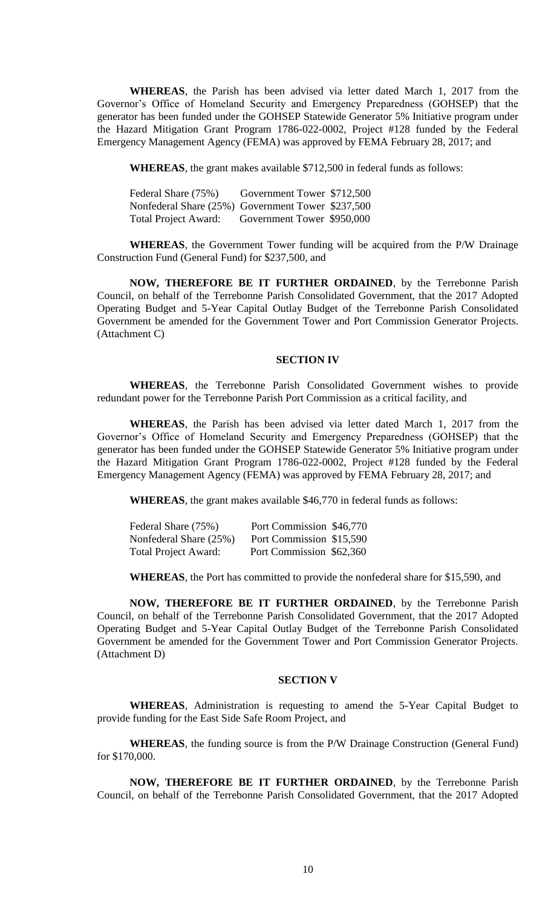**WHEREAS**, the Parish has been advised via letter dated March 1, 2017 from the Governor's Office of Homeland Security and Emergency Preparedness (GOHSEP) that the generator has been funded under the GOHSEP Statewide Generator 5% Initiative program under the Hazard Mitigation Grant Program 1786-022-0002, Project #128 funded by the Federal Emergency Management Agency (FEMA) was approved by FEMA February 28, 2017; and

**WHEREAS**, the grant makes available $712,500 in federal funds as follows:

| | | |
|---|---|---|
| Federal Share (75%) | Government Tower | $712,500 |
| Nonfederal Share (25%) | Government Tower | $237,500 |
| Total Project Award: | Government Tower | $950,000 |

**WHEREAS**, the Government Tower funding will be acquired from the P/W Drainage Construction Fund (General Fund) for $237,500, and

**NOW, THEREFORE BE IT FURTHER ORDAINED**, by the Terrebonne Parish Council, on behalf of the Terrebonne Parish Consolidated Government, that the 2017 Adopted Operating Budget and 5-Year Capital Outlay Budget of the Terrebonne Parish Consolidated Government be amended for the Government Tower and Port Commission Generator Projects. (Attachment C)

## SECTION IV

**WHEREAS**, the Terrebonne Parish Consolidated Government wishes to provide redundant power for the Terrebonne Parish Port Commission as a critical facility, and

**WHEREAS**, the Parish has been advised via letter dated March 1, 2017 from the Governor's Office of Homeland Security and Emergency Preparedness (GOHSEP) that the generator has been funded under the GOHSEP Statewide Generator 5% Initiative program under the Hazard Mitigation Grant Program 1786-022-0002, Project #128 funded by the Federal Emergency Management Agency (FEMA) was approved by FEMA February 28, 2017; and

**WHEREAS**, the grant makes available $46,770 in federal funds as follows:

| | | |
|---|---|---|
| Federal Share (75%) | Port Commission | $46,770 |
| Nonfederal Share (25%) | Port Commission | $15,590 |
| Total Project Award: | Port Commission | $62,360 |

**WHEREAS**, the Port has committed to provide the nonfederal share for $15,590, and

**NOW, THEREFORE BE IT FURTHER ORDAINED**, by the Terrebonne Parish Council, on behalf of the Terrebonne Parish Consolidated Government, that the 2017 Adopted Operating Budget and 5-Year Capital Outlay Budget of the Terrebonne Parish Consolidated Government be amended for the Government Tower and Port Commission Generator Projects. (Attachment D)

## SECTION V

**WHEREAS**, Administration is requesting to amend the 5-Year Capital Budget to provide funding for the East Side Safe Room Project, and

**WHEREAS**, the funding source is from the P/W Drainage Construction (General Fund) for $170,000.

**NOW, THEREFORE BE IT FURTHER ORDAINED**, by the Terrebonne Parish Council, on behalf of the Terrebonne Parish Consolidated Government, that the 2017 Adopted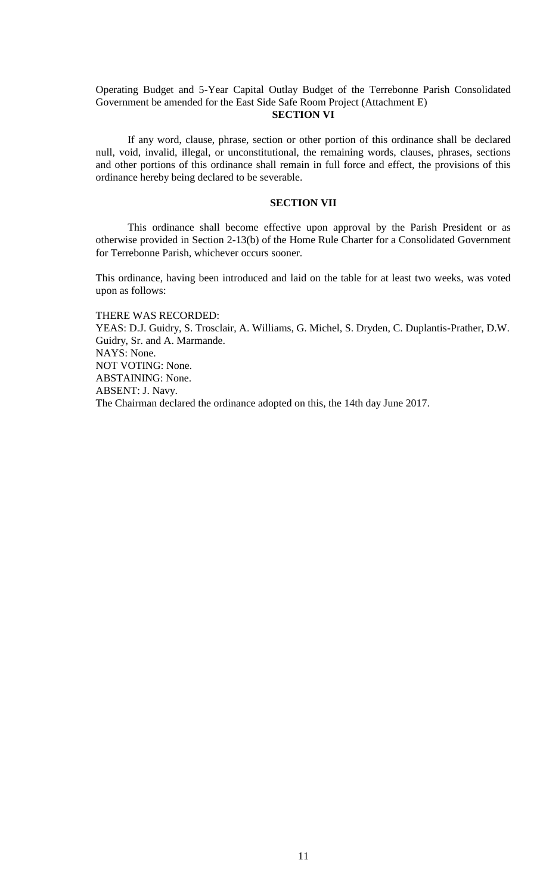Operating Budget and 5-Year Capital Outlay Budget of the Terrebonne Parish Consolidated Government be amended for the East Side Safe Room Project (Attachment E)

**SECTION VI**

If any word, clause, phrase, section or other portion of this ordinance shall be declared null, void, invalid, illegal, or unconstitutional, the remaining words, clauses, phrases, sections and other portions of this ordinance shall remain in full force and effect, the provisions of this ordinance hereby being declared to be severable.

**SECTION VII**

This ordinance shall become effective upon approval by the Parish President or as otherwise provided in Section 2-13(b) of the Home Rule Charter for a Consolidated Government for Terrebonne Parish, whichever occurs sooner.

This ordinance, having been introduced and laid on the table for at least two weeks, was voted upon as follows:

THERE WAS RECORDED:
YEAS: D.J. Guidry, S. Trosclair, A. Williams, G. Michel, S. Dryden, C. Duplantis-Prather, D.W. Guidry, Sr. and A. Marmande.
NAYS: None.
NOT VOTING: None.
ABSTAINING: None.
ABSENT: J. Navy.
The Chairman declared the ordinance adopted on this, the 14th day June 2017.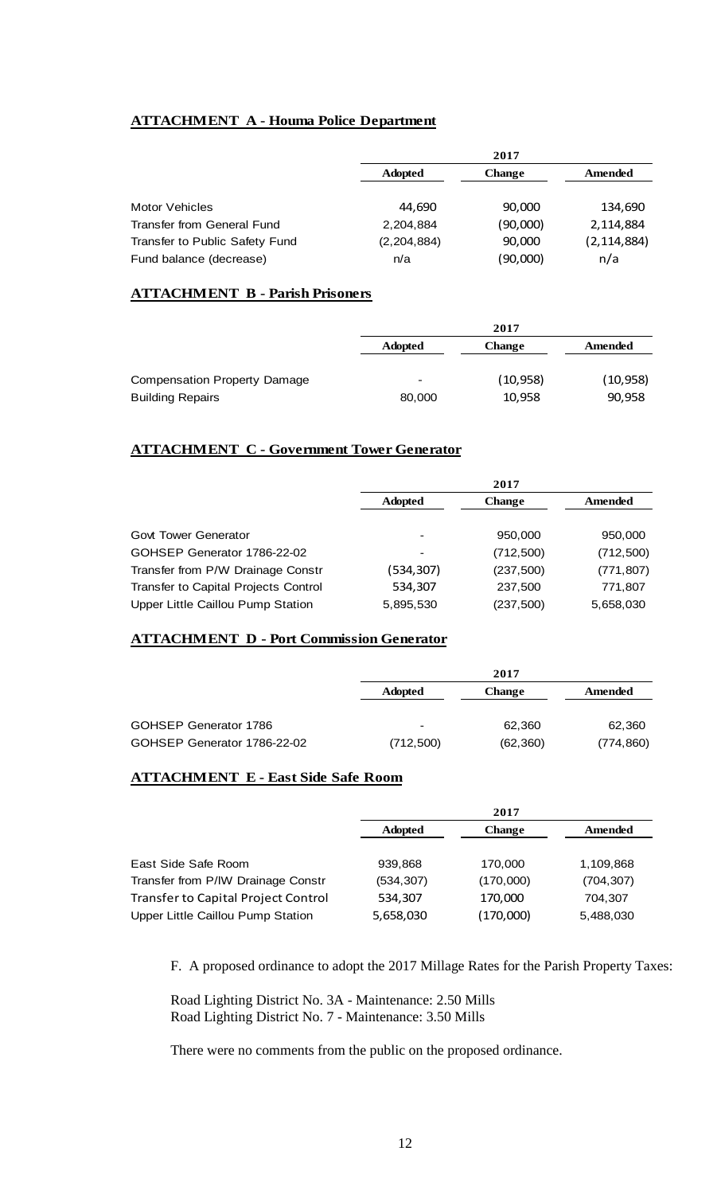**ATTACHMENT A - Houma Police Department**

| | 2017 | | |
|---|---|---|---|
| | Adopted | Change | Amended |
| Motor Vehicles | 44,690 | 90,000 | 134,690 |
| Transfer from General Fund | 2,204,884 | (90,000) | 2,114,884 |
| Transfer to Public Safety Fund | (2,204,884) | 90,000 | (2,114,884) |
| Fund balance (decrease) | n/a | (90,000) | n/a |

**ATTACHMENT B - Parish Prisoners**

| | 2017 | | |
|---|---|---|---|
| | Adopted | Change | Amended |
| Compensation Property Damage | - | (10,958) | (10,958) |
| Building Repairs | 80,000 | 10,958 | 90,958 |

**ATTACHMENT C - Government Tower Generator**

| | 2017 | | |
|---|---|---|---|
| | Adopted | Change | Amended |
| Govt Tower Generator | - | 950,000 | 950,000 |
| GOHSEP Generator 1786-22-02 | - | (712,500) | (712,500) |
| Transfer from P/W Drainage Constr | (534,307) | (237,500) | (771,807) |
| Transfer to Capital Projects Control | 534,307 | 237,500 | 771,807 |
| Upper Little Caillou Pump Station | 5,895,530 | (237,500) | 5,658,030 |

**ATTACHMENT D - Port Commission Generator**

| | 2017 | | |
|---|---|---|---|
| | Adopted | Change | Amended |
| GOHSEP Generator 1786 | - | 62,360 | 62,360 |
| GOHSEP Generator 1786-22-02 | (712,500) | (62,360) | (774,860) |

**ATTACHMENT E - East Side Safe Room**

| | 2017 | | |
|---|---|---|---|
| | Adopted | Change | Amended |
| East Side Safe Room | 939,868 | 170,000 | 1,109,868 |
| Transfer from P/IW Drainage Constr | (534,307) | (170,000) | (704,307) |
| Transfer to Capital Project Control | 534,307 | 170,000 | 704,307 |
| Upper Little Caillou Pump Station | 5,658,030 | (170,000) | 5,488,030 |

F. A proposed ordinance to adopt the 2017 Millage Rates for the Parish Property Taxes:

Road Lighting District No. 3A - Maintenance: 2.50 Mills
Road Lighting District No. 7 - Maintenance: 3.50 Mills

There were no comments from the public on the proposed ordinance.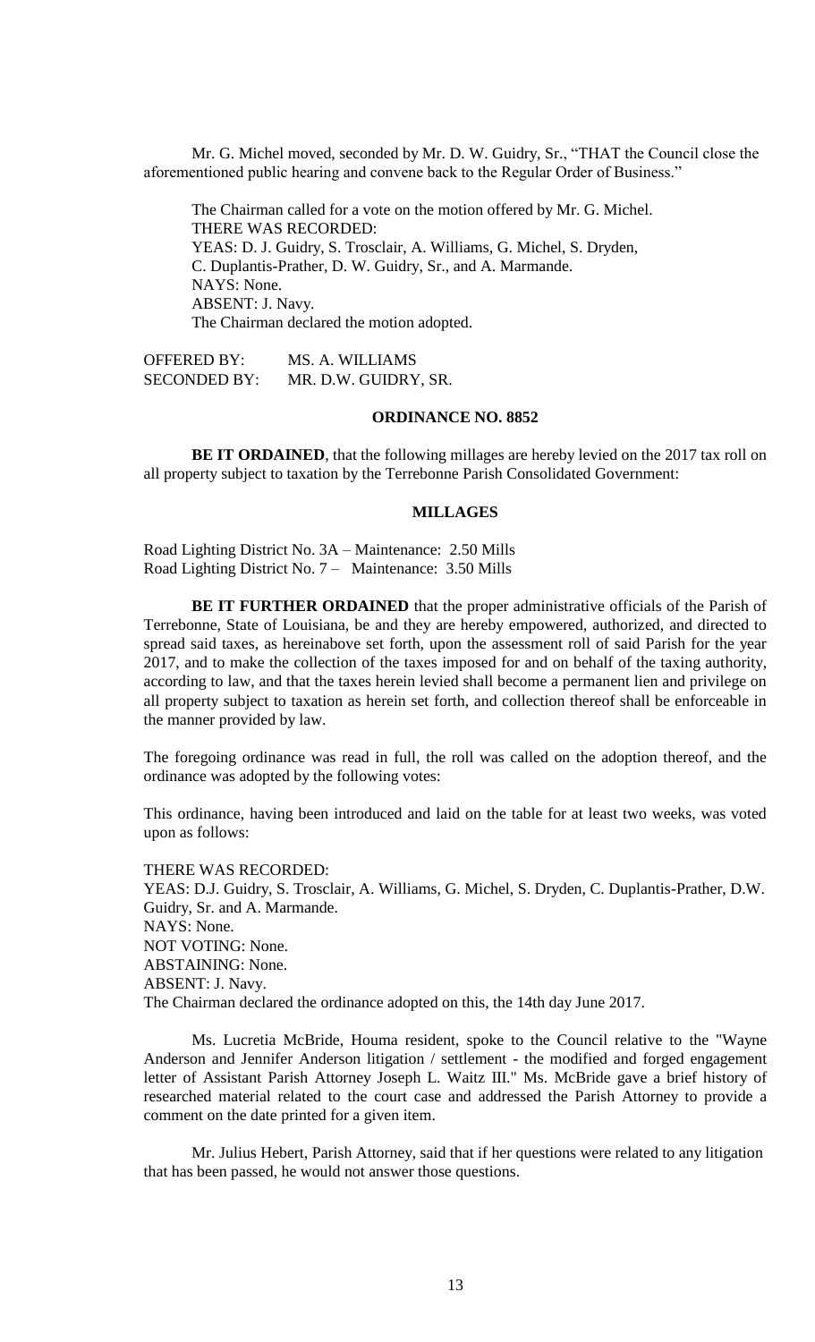Mr. G. Michel moved, seconded by Mr. D. W. Guidry, Sr., "THAT the Council close the aforementioned public hearing and convene back to the Regular Order of Business."

The Chairman called for a vote on the motion offered by Mr. G. Michel.
THERE WAS RECORDED:
YEAS: D. J. Guidry, S. Trosclair, A. Williams, G. Michel, S. Dryden, C. Duplantis-Prather, D. W. Guidry, Sr., and A. Marmande.
NAYS: None.
ABSENT: J. Navy.
The Chairman declared the motion adopted.

OFFERED BY: MS. A. WILLIAMS
SECONDED BY: MR. D.W. GUIDRY, SR.

## ORDINANCE NO. 8852

**BE IT ORDAINED**, that the following millages are hereby levied on the 2017 tax roll on all property subject to taxation by the Terrebonne Parish Consolidated Government:

### MILLAGES

Road Lighting District No. 3A – Maintenance: 2.50 Mills
Road Lighting District No. 7 – Maintenance: 3.50 Mills

**BE IT FURTHER ORDAINED** that the proper administrative officials of the Parish of Terrebonne, State of Louisiana, be and they are hereby empowered, authorized, and directed to spread said taxes, as hereinabove set forth, upon the assessment roll of said Parish for the year 2017, and to make the collection of the taxes imposed for and on behalf of the taxing authority, according to law, and that the taxes herein levied shall become a permanent lien and privilege on all property subject to taxation as herein set forth, and collection thereof shall be enforceable in the manner provided by law.

The foregoing ordinance was read in full, the roll was called on the adoption thereof, and the ordinance was adopted by the following votes:

This ordinance, having been introduced and laid on the table for at least two weeks, was voted upon as follows:

THERE WAS RECORDED:
YEAS: D.J. Guidry, S. Trosclair, A. Williams, G. Michel, S. Dryden, C. Duplantis-Prather, D.W. Guidry, Sr. and A. Marmande.
NAYS: None.
NOT VOTING: None.
ABSTAINING: None.
ABSENT: J. Navy.
The Chairman declared the ordinance adopted on this, the 14th day June 2017.

Ms. Lucretia McBride, Houma resident, spoke to the Council relative to the "Wayne Anderson and Jennifer Anderson litigation / settlement - the modified and forged engagement letter of Assistant Parish Attorney Joseph L. Waitz III." Ms. McBride gave a brief history of researched material related to the court case and addressed the Parish Attorney to provide a comment on the date printed for a given item.

Mr. Julius Hebert, Parish Attorney, said that if her questions were related to any litigation that has been passed, he would not answer those questions.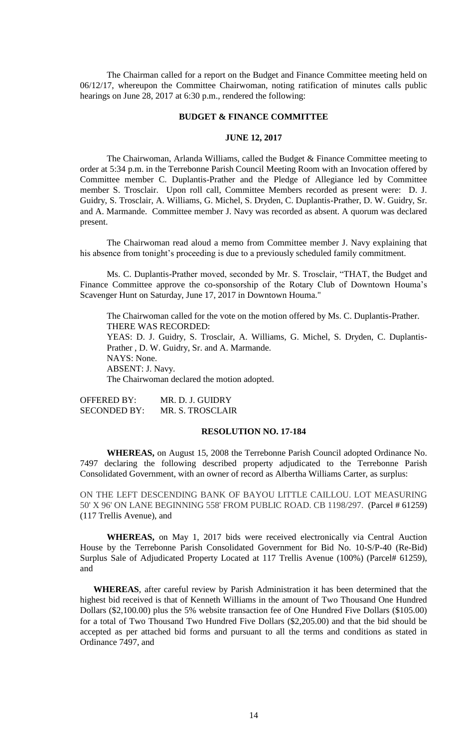The Chairman called for a report on the Budget and Finance Committee meeting held on 06/12/17, whereupon the Committee Chairwoman, noting ratification of minutes calls public hearings on June 28, 2017 at 6:30 p.m., rendered the following:

## BUDGET & FINANCE COMMITTEE

### JUNE 12, 2017

The Chairwoman, Arlanda Williams, called the Budget & Finance Committee meeting to order at 5:34 p.m. in the Terrebonne Parish Council Meeting Room with an Invocation offered by Committee member C. Duplantis-Prather and the Pledge of Allegiance led by Committee member S. Trosclair. Upon roll call, Committee Members recorded as present were: D. J. Guidry, S. Trosclair, A. Williams, G. Michel, S. Dryden, C. Duplantis-Prather, D. W. Guidry, Sr. and A. Marmande. Committee member J. Navy was recorded as absent. A quorum was declared present.

The Chairwoman read aloud a memo from Committee member J. Navy explaining that his absence from tonight's proceeding is due to a previously scheduled family commitment.

Ms. C. Duplantis-Prather moved, seconded by Mr. S. Trosclair, "THAT, the Budget and Finance Committee approve the co-sponsorship of the Rotary Club of Downtown Houma's Scavenger Hunt on Saturday, June 17, 2017 in Downtown Houma."

The Chairwoman called for the vote on the motion offered by Ms. C. Duplantis-Prather.
THERE WAS RECORDED:
YEAS: D. J. Guidry, S. Trosclair, A. Williams, G. Michel, S. Dryden, C. Duplantis-Prather , D. W. Guidry, Sr. and A. Marmande.
NAYS: None.
ABSENT: J. Navy.
The Chairwoman declared the motion adopted.

OFFERED BY: MR. D. J. GUIDRY
SECONDED BY: MR. S. TROSCLAIR

### RESOLUTION NO. 17-184

**WHEREAS,** on August 15, 2008 the Terrebonne Parish Council adopted Ordinance No. 7497 declaring the following described property adjudicated to the Terrebonne Parish Consolidated Government, with an owner of record as Albertha Williams Carter, as surplus:

ON THE LEFT DESCENDING BANK OF BAYOU LITTLE CAILLOU. LOT MEASURING 50' X 96' ON LANE BEGINNING 558' FROM PUBLIC ROAD. CB 1198/297. (Parcel # 61259) (117 Trellis Avenue), and

**WHEREAS,** on May 1, 2017 bids were received electronically via Central Auction House by the Terrebonne Parish Consolidated Government for Bid No. 10-S/P-40 (Re-Bid) Surplus Sale of Adjudicated Property Located at 117 Trellis Avenue (100%) (Parcel# 61259), and

**WHEREAS**, after careful review by Parish Administration it has been determined that the highest bid received is that of Kenneth Williams in the amount of Two Thousand One Hundred Dollars ($2,100.00) plus the 5% website transaction fee of One Hundred Five Dollars ($105.00) for a total of Two Thousand Two Hundred Five Dollars ($2,205.00) and that the bid should be accepted as per attached bid forms and pursuant to all the terms and conditions as stated in Ordinance 7497, and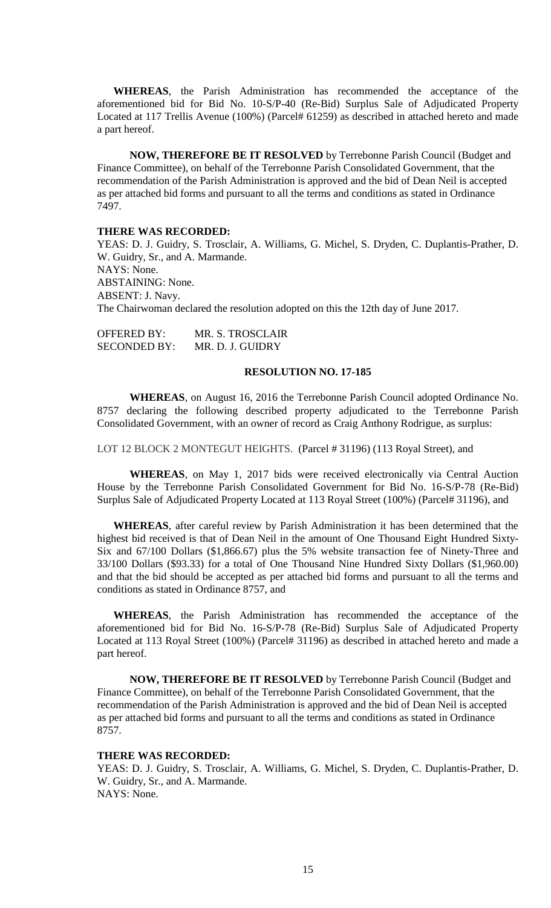**WHEREAS**, the Parish Administration has recommended the acceptance of the aforementioned bid for Bid No. 10-S/P-40 (Re-Bid) Surplus Sale of Adjudicated Property Located at 117 Trellis Avenue (100%) (Parcel# 61259) as described in attached hereto and made a part hereof.

**NOW, THEREFORE BE IT RESOLVED** by Terrebonne Parish Council (Budget and Finance Committee), on behalf of the Terrebonne Parish Consolidated Government, that the recommendation of the Parish Administration is approved and the bid of Dean Neil is accepted as per attached bid forms and pursuant to all the terms and conditions as stated in Ordinance 7497.

**THERE WAS RECORDED:**

YEAS: D. J. Guidry, S. Trosclair, A. Williams, G. Michel, S. Dryden, C. Duplantis-Prather, D. W. Guidry, Sr., and A. Marmande.
NAYS: None.
ABSTAINING: None.
ABSENT: J. Navy.
The Chairwoman declared the resolution adopted on this the 12th day of June 2017.

OFFERED BY: MR. S. TROSCLAIR
SECONDED BY: MR. D. J. GUIDRY

## RESOLUTION NO. 17-185

**WHEREAS**, on August 16, 2016 the Terrebonne Parish Council adopted Ordinance No. 8757 declaring the following described property adjudicated to the Terrebonne Parish Consolidated Government, with an owner of record as Craig Anthony Rodrigue, as surplus:

LOT 12 BLOCK 2 MONTEGUT HEIGHTS. (Parcel # 31196) (113 Royal Street), and

**WHEREAS**, on May 1, 2017 bids were received electronically via Central Auction House by the Terrebonne Parish Consolidated Government for Bid No. 16-S/P-78 (Re-Bid) Surplus Sale of Adjudicated Property Located at 113 Royal Street (100%) (Parcel# 31196), and

**WHEREAS**, after careful review by Parish Administration it has been determined that the highest bid received is that of Dean Neil in the amount of One Thousand Eight Hundred Sixty-Six and 67/100 Dollars ($1,866.67) plus the 5% website transaction fee of Ninety-Three and 33/100 Dollars ($93.33) for a total of One Thousand Nine Hundred Sixty Dollars ($1,960.00) and that the bid should be accepted as per attached bid forms and pursuant to all the terms and conditions as stated in Ordinance 8757, and

**WHEREAS**, the Parish Administration has recommended the acceptance of the aforementioned bid for Bid No. 16-S/P-78 (Re-Bid) Surplus Sale of Adjudicated Property Located at 113 Royal Street (100%) (Parcel# 31196) as described in attached hereto and made a part hereof.

**NOW, THEREFORE BE IT RESOLVED** by Terrebonne Parish Council (Budget and Finance Committee), on behalf of the Terrebonne Parish Consolidated Government, that the recommendation of the Parish Administration is approved and the bid of Dean Neil is accepted as per attached bid forms and pursuant to all the terms and conditions as stated in Ordinance 8757.

**THERE WAS RECORDED:**

YEAS: D. J. Guidry, S. Trosclair, A. Williams, G. Michel, S. Dryden, C. Duplantis-Prather, D. W. Guidry, Sr., and A. Marmande.
NAYS: None.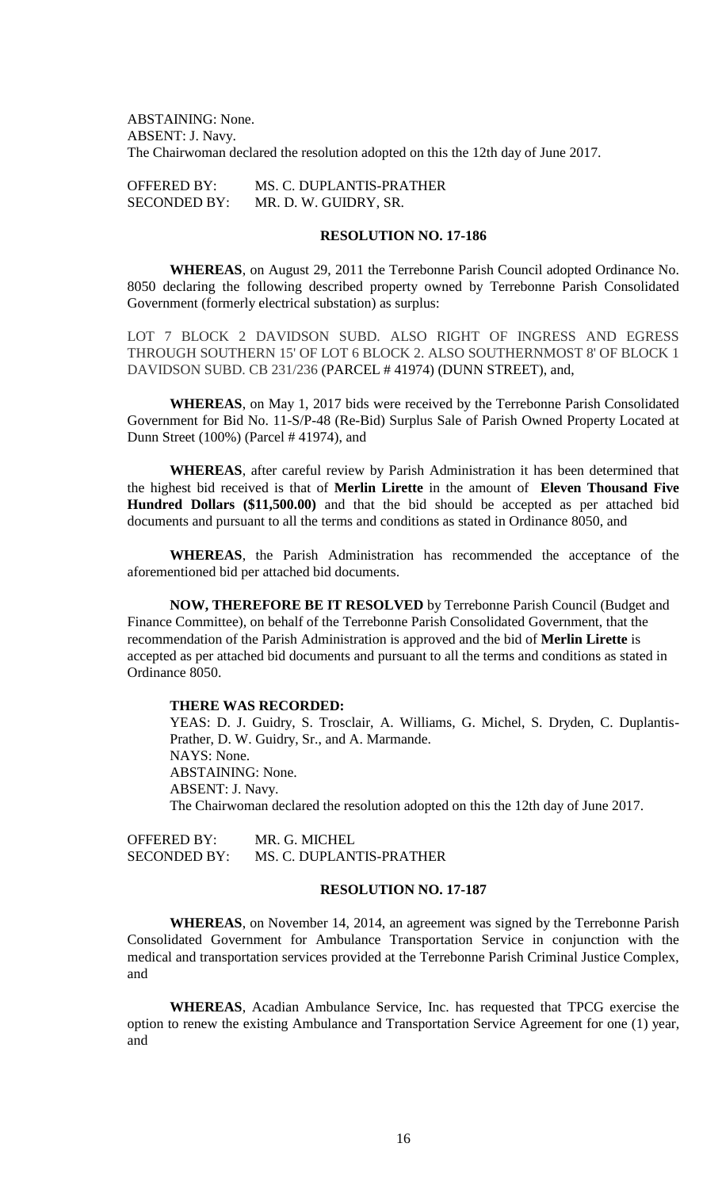ABSTAINING: None.
ABSENT: J. Navy.
The Chairwoman declared the resolution adopted on this the 12th day of June 2017.

OFFERED BY: MS. C. DUPLANTIS-PRATHER
SECONDED BY: MR. D. W. GUIDRY, SR.

**RESOLUTION NO. 17-186**

**WHEREAS**, on August 29, 2011 the Terrebonne Parish Council adopted Ordinance No. 8050 declaring the following described property owned by Terrebonne Parish Consolidated Government (formerly electrical substation) as surplus:

LOT 7 BLOCK 2 DAVIDSON SUBD. ALSO RIGHT OF INGRESS AND EGRESS THROUGH SOUTHERN 15' OF LOT 6 BLOCK 2. ALSO SOUTHERNMOST 8' OF BLOCK 1 DAVIDSON SUBD. CB 231/236 (PARCEL # 41974) (DUNN STREET), and,

**WHEREAS**, on May 1, 2017 bids were received by the Terrebonne Parish Consolidated Government for Bid No. 11-S/P-48 (Re-Bid) Surplus Sale of Parish Owned Property Located at Dunn Street (100%) (Parcel # 41974), and

**WHEREAS**, after careful review by Parish Administration it has been determined that the highest bid received is that of **Merlin Lirette** in the amount of **Eleven Thousand Five Hundred Dollars ($11,500.00)** and that the bid should be accepted as per attached bid documents and pursuant to all the terms and conditions as stated in Ordinance 8050, and

**WHEREAS**, the Parish Administration has recommended the acceptance of the aforementioned bid per attached bid documents.

**NOW, THEREFORE BE IT RESOLVED** by Terrebonne Parish Council (Budget and Finance Committee), on behalf of the Terrebonne Parish Consolidated Government, that the recommendation of the Parish Administration is approved and the bid of **Merlin Lirette** is accepted as per attached bid documents and pursuant to all the terms and conditions as stated in Ordinance 8050.

**THERE WAS RECORDED:**

YEAS: D. J. Guidry, S. Trosclair, A. Williams, G. Michel, S. Dryden, C. Duplantis-Prather, D. W. Guidry, Sr., and A. Marmande.
NAYS: None.
ABSTAINING: None.
ABSENT: J. Navy.
The Chairwoman declared the resolution adopted on this the 12th day of June 2017.

OFFERED BY: MR. G. MICHEL
SECONDED BY: MS. C. DUPLANTIS-PRATHER

**RESOLUTION NO. 17-187**

**WHEREAS**, on November 14, 2014, an agreement was signed by the Terrebonne Parish Consolidated Government for Ambulance Transportation Service in conjunction with the medical and transportation services provided at the Terrebonne Parish Criminal Justice Complex, and

**WHEREAS**, Acadian Ambulance Service, Inc. has requested that TPCG exercise the option to renew the existing Ambulance and Transportation Service Agreement for one (1) year, and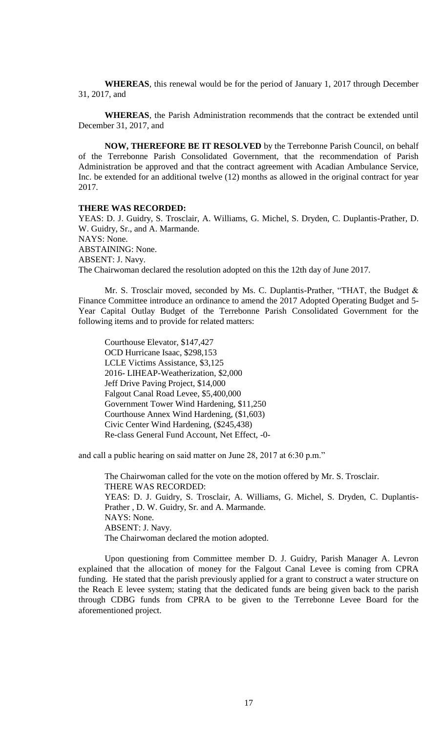**WHEREAS**, this renewal would be for the period of January 1, 2017 through December 31, 2017, and

**WHEREAS**, the Parish Administration recommends that the contract be extended until December 31, 2017, and

**NOW, THEREFORE BE IT RESOLVED** by the Terrebonne Parish Council, on behalf of the Terrebonne Parish Consolidated Government, that the recommendation of Parish Administration be approved and that the contract agreement with Acadian Ambulance Service, Inc. be extended for an additional twelve (12) months as allowed in the original contract for year 2017.

**THERE WAS RECORDED:**

YEAS: D. J. Guidry, S. Trosclair, A. Williams, G. Michel, S. Dryden, C. Duplantis-Prather, D. W. Guidry, Sr., and A. Marmande.
NAYS: None.
ABSTAINING: None.
ABSENT: J. Navy.
The Chairwoman declared the resolution adopted on this the 12th day of June 2017.

Mr. S. Trosclair moved, seconded by Ms. C. Duplantis-Prather, "THAT, the Budget & Finance Committee introduce an ordinance to amend the 2017 Adopted Operating Budget and 5-Year Capital Outlay Budget of the Terrebonne Parish Consolidated Government for the following items and to provide for related matters:

Courthouse Elevator, $147,427
OCD Hurricane Isaac, $298,153
LCLE Victims Assistance, $3,125
2016- LIHEAP-Weatherization, $2,000
Jeff Drive Paving Project, $14,000
Falgout Canal Road Levee, $5,400,000
Government Tower Wind Hardening, $11,250
Courthouse Annex Wind Hardening, ($1,603)
Civic Center Wind Hardening, ($245,438)
Re-class General Fund Account, Net Effect, -0-

and call a public hearing on said matter on June 28, 2017 at 6:30 p.m."

The Chairwoman called for the vote on the motion offered by Mr. S. Trosclair.
THERE WAS RECORDED:
YEAS: D. J. Guidry, S. Trosclair, A. Williams, G. Michel, S. Dryden, C. Duplantis-Prather , D. W. Guidry, Sr. and A. Marmande.
NAYS: None.
ABSENT: J. Navy.
The Chairwoman declared the motion adopted.

Upon questioning from Committee member D. J. Guidry, Parish Manager A. Levron explained that the allocation of money for the Falgout Canal Levee is coming from CPRA funding. He stated that the parish previously applied for a grant to construct a water structure on the Reach E levee system; stating that the dedicated funds are being given back to the parish through CDBG funds from CPRA to be given to the Terrebonne Levee Board for the aforementioned project.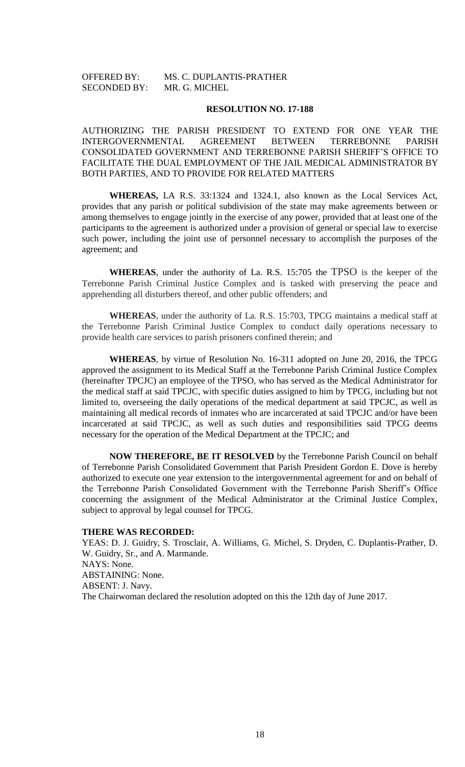OFFERED BY: MS. C. DUPLANTIS-PRATHER
SECONDED BY: MR. G. MICHEL

**RESOLUTION NO. 17-188**

AUTHORIZING THE PARISH PRESIDENT TO EXTEND FOR ONE YEAR THE INTERGOVERNMENTAL AGREEMENT BETWEEN TERREBONNE PARISH CONSOLIDATED GOVERNMENT AND TERREBONNE PARISH SHERIFF'S OFFICE TO FACILITATE THE DUAL EMPLOYMENT OF THE JAIL MEDICAL ADMINISTRATOR BY BOTH PARTIES, AND TO PROVIDE FOR RELATED MATTERS

**WHEREAS,** LA R.S. 33:1324 and 1324.1, also known as the Local Services Act, provides that any parish or political subdivision of the state may make agreements between or among themselves to engage jointly in the exercise of any power, provided that at least one of the participants to the agreement is authorized under a provision of general or special law to exercise such power, including the joint use of personnel necessary to accomplish the purposes of the agreement; and

**WHEREAS**, under the authority of La. R.S. 15:705 the TPSO is the keeper of the Terrebonne Parish Criminal Justice Complex and is tasked with preserving the peace and apprehending all disturbers thereof, and other public offenders; and

**WHEREAS**, under the authority of La. R.S. 15:703, TPCG maintains a medical staff at the Terrebonne Parish Criminal Justice Complex to conduct daily operations necessary to provide health care services to parish prisoners confined therein; and

**WHEREAS**, by virtue of Resolution No. 16-311 adopted on June 20, 2016, the TPCG approved the assignment to its Medical Staff at the Terrebonne Parish Criminal Justice Complex (hereinafter TPCJC) an employee of the TPSO, who has served as the Medical Administrator for the medical staff at said TPCJC, with specific duties assigned to him by TPCG, including but not limited to, overseeing the daily operations of the medical department at said TPCJC, as well as maintaining all medical records of inmates who are incarcerated at said TPCJC and/or have been incarcerated at said TPCJC, as well as such duties and responsibilities said TPCG deems necessary for the operation of the Medical Department at the TPCJC; and

**NOW THEREFORE, BE IT RESOLVED** by the Terrebonne Parish Council on behalf of Terrebonne Parish Consolidated Government that Parish President Gordon E. Dove is hereby authorized to execute one year extension to the intergovernmental agreement for and on behalf of the Terrebonne Parish Consolidated Government with the Terrebonne Parish Sheriff's Office concerning the assignment of the Medical Administrator at the Criminal Justice Complex, subject to approval by legal counsel for TPCG.

**THERE WAS RECORDED:**
YEAS: D. J. Guidry, S. Trosclair, A. Williams, G. Michel, S. Dryden, C. Duplantis-Prather, D. W. Guidry, Sr., and A. Marmande.
NAYS: None.
ABSTAINING: None.
ABSENT: J. Navy.
The Chairwoman declared the resolution adopted on this the 12th day of June 2017.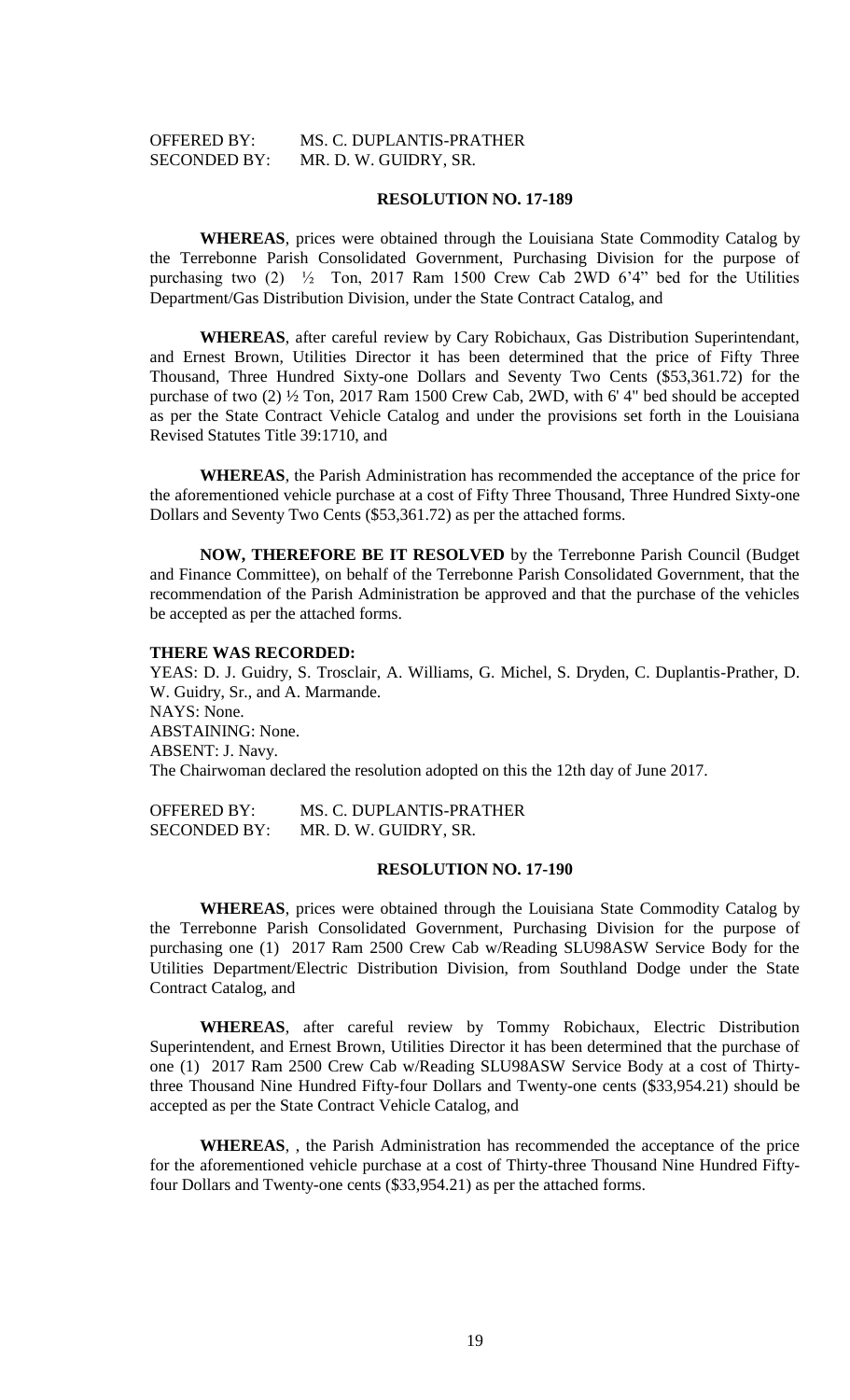OFFERED BY: MS. C. DUPLANTIS-PRATHER
SECONDED BY: MR. D. W. GUIDRY, SR.

**RESOLUTION NO. 17-189**

**WHEREAS**, prices were obtained through the Louisiana State Commodity Catalog by the Terrebonne Parish Consolidated Government, Purchasing Division for the purpose of purchasing two (2) ½ Ton, 2017 Ram 1500 Crew Cab 2WD 6'4" bed for the Utilities Department/Gas Distribution Division, under the State Contract Catalog, and

**WHEREAS**, after careful review by Cary Robichaux, Gas Distribution Superintendant, and Ernest Brown, Utilities Director it has been determined that the price of Fifty Three Thousand, Three Hundred Sixty-one Dollars and Seventy Two Cents ($53,361.72) for the purchase of two (2) ½ Ton, 2017 Ram 1500 Crew Cab, 2WD, with 6' 4" bed should be accepted as per the State Contract Vehicle Catalog and under the provisions set forth in the Louisiana Revised Statutes Title 39:1710, and

**WHEREAS**, the Parish Administration has recommended the acceptance of the price for the aforementioned vehicle purchase at a cost of Fifty Three Thousand, Three Hundred Sixty-one Dollars and Seventy Two Cents ($53,361.72) as per the attached forms.

**NOW, THEREFORE BE IT RESOLVED** by the Terrebonne Parish Council (Budget and Finance Committee), on behalf of the Terrebonne Parish Consolidated Government, that the recommendation of the Parish Administration be approved and that the purchase of the vehicles be accepted as per the attached forms.

**THERE WAS RECORDED:**

YEAS: D. J. Guidry, S. Trosclair, A. Williams, G. Michel, S. Dryden, C. Duplantis-Prather, D. W. Guidry, Sr., and A. Marmande.
NAYS: None.
ABSTAINING: None.
ABSENT: J. Navy.
The Chairwoman declared the resolution adopted on this the 12th day of June 2017.

OFFERED BY: MS. C. DUPLANTIS-PRATHER
SECONDED BY: MR. D. W. GUIDRY, SR.

**RESOLUTION NO. 17-190**

**WHEREAS**, prices were obtained through the Louisiana State Commodity Catalog by the Terrebonne Parish Consolidated Government, Purchasing Division for the purpose of purchasing one (1) 2017 Ram 2500 Crew Cab w/Reading SLU98ASW Service Body for the Utilities Department/Electric Distribution Division, from Southland Dodge under the State Contract Catalog, and

**WHEREAS**, after careful review by Tommy Robichaux, Electric Distribution Superintendent, and Ernest Brown, Utilities Director it has been determined that the purchase of one (1) 2017 Ram 2500 Crew Cab w/Reading SLU98ASW Service Body at a cost of Thirty-three Thousand Nine Hundred Fifty-four Dollars and Twenty-one cents ($33,954.21) should be accepted as per the State Contract Vehicle Catalog, and

**WHEREAS**, , the Parish Administration has recommended the acceptance of the price for the aforementioned vehicle purchase at a cost of Thirty-three Thousand Nine Hundred Fifty-four Dollars and Twenty-one cents ($33,954.21) as per the attached forms.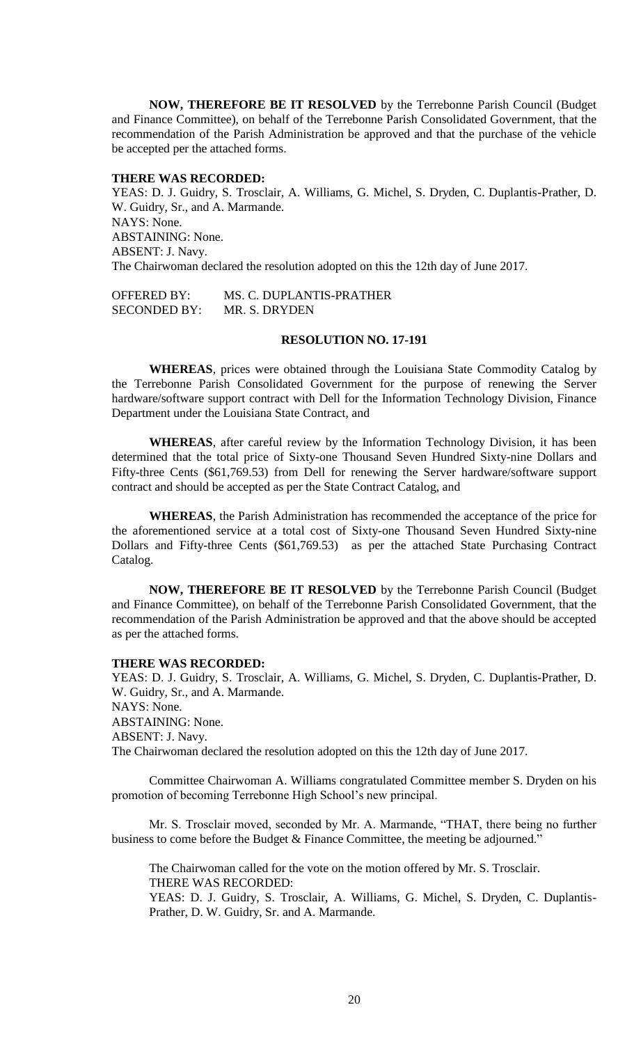**NOW, THEREFORE BE IT RESOLVED** by the Terrebonne Parish Council (Budget and Finance Committee), on behalf of the Terrebonne Parish Consolidated Government, that the recommendation of the Parish Administration be approved and that the purchase of the vehicle be accepted per the attached forms.

**THERE WAS RECORDED:**

YEAS: D. J. Guidry, S. Trosclair, A. Williams, G. Michel, S. Dryden, C. Duplantis-Prather, D. W. Guidry, Sr., and A. Marmande.
NAYS: None.
ABSTAINING: None.
ABSENT: J. Navy.
The Chairwoman declared the resolution adopted on this the 12th day of June 2017.

OFFERED BY: MS. C. DUPLANTIS-PRATHER
SECONDED BY: MR. S. DRYDEN

**RESOLUTION NO. 17-191**

**WHEREAS**, prices were obtained through the Louisiana State Commodity Catalog by the Terrebonne Parish Consolidated Government for the purpose of renewing the Server hardware/software support contract with Dell for the Information Technology Division, Finance Department under the Louisiana State Contract, and

**WHEREAS**, after careful review by the Information Technology Division, it has been determined that the total price of Sixty-one Thousand Seven Hundred Sixty-nine Dollars and Fifty-three Cents ($61,769.53) from Dell for renewing the Server hardware/software support contract and should be accepted as per the State Contract Catalog, and

**WHEREAS**, the Parish Administration has recommended the acceptance of the price for the aforementioned service at a total cost of Sixty-one Thousand Seven Hundred Sixty-nine Dollars and Fifty-three Cents ($61,769.53) as per the attached State Purchasing Contract Catalog.

**NOW, THEREFORE BE IT RESOLVED** by the Terrebonne Parish Council (Budget and Finance Committee), on behalf of the Terrebonne Parish Consolidated Government, that the recommendation of the Parish Administration be approved and that the above should be accepted as per the attached forms.

**THERE WAS RECORDED:**

YEAS: D. J. Guidry, S. Trosclair, A. Williams, G. Michel, S. Dryden, C. Duplantis-Prather, D. W. Guidry, Sr., and A. Marmande.
NAYS: None.
ABSTAINING: None.
ABSENT: J. Navy.
The Chairwoman declared the resolution adopted on this the 12th day of June 2017.

Committee Chairwoman A. Williams congratulated Committee member S. Dryden on his promotion of becoming Terrebonne High School's new principal.

Mr. S. Trosclair moved, seconded by Mr. A. Marmande, "THAT, there being no further business to come before the Budget & Finance Committee, the meeting be adjourned."

The Chairwoman called for the vote on the motion offered by Mr. S. Trosclair.
THERE WAS RECORDED:
YEAS: D. J. Guidry, S. Trosclair, A. Williams, G. Michel, S. Dryden, C. Duplantis-Prather, D. W. Guidry, Sr. and A. Marmande.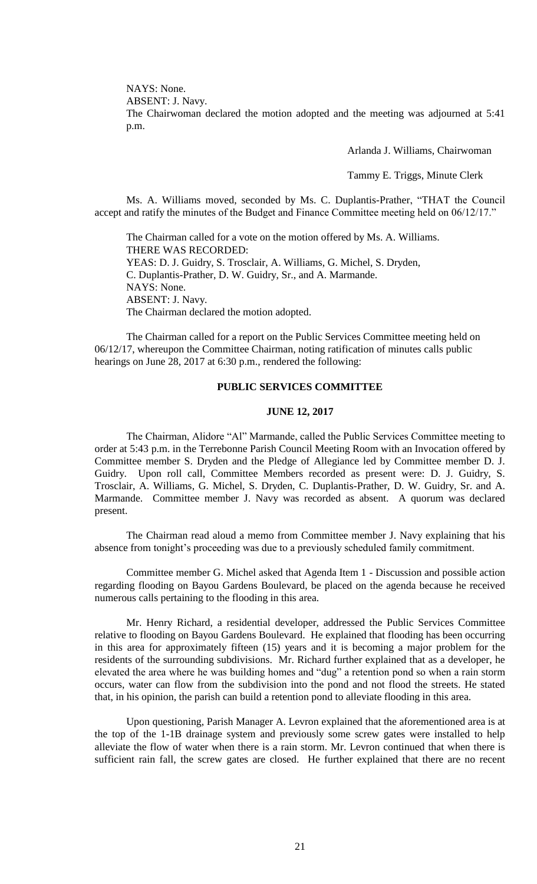NAYS: None.
ABSENT: J. Navy.
The Chairwoman declared the motion adopted and the meeting was adjourned at 5:41 p.m.

Arlanda J. Williams, Chairwoman

Tammy E. Triggs, Minute Clerk

Ms. A. Williams moved, seconded by Ms. C. Duplantis-Prather, "THAT the Council accept and ratify the minutes of the Budget and Finance Committee meeting held on 06/12/17."

The Chairman called for a vote on the motion offered by Ms. A. Williams.
THERE WAS RECORDED:
YEAS: D. J. Guidry, S. Trosclair, A. Williams, G. Michel, S. Dryden, C. Duplantis-Prather, D. W. Guidry, Sr., and A. Marmande.
NAYS: None.
ABSENT: J. Navy.
The Chairman declared the motion adopted.

The Chairman called for a report on the Public Services Committee meeting held on 06/12/17, whereupon the Committee Chairman, noting ratification of minutes calls public hearings on June 28, 2017 at 6:30 p.m., rendered the following:

## PUBLIC SERVICES COMMITTEE

### JUNE 12, 2017

The Chairman, Alidore "Al" Marmande, called the Public Services Committee meeting to order at 5:43 p.m. in the Terrebonne Parish Council Meeting Room with an Invocation offered by Committee member S. Dryden and the Pledge of Allegiance led by Committee member D. J. Guidry. Upon roll call, Committee Members recorded as present were: D. J. Guidry, S. Trosclair, A. Williams, G. Michel, S. Dryden, C. Duplantis-Prather, D. W. Guidry, Sr. and A. Marmande. Committee member J. Navy was recorded as absent. A quorum was declared present.

The Chairman read aloud a memo from Committee member J. Navy explaining that his absence from tonight's proceeding was due to a previously scheduled family commitment.

Committee member G. Michel asked that Agenda Item 1 - Discussion and possible action regarding flooding on Bayou Gardens Boulevard, be placed on the agenda because he received numerous calls pertaining to the flooding in this area.

Mr. Henry Richard, a residential developer, addressed the Public Services Committee relative to flooding on Bayou Gardens Boulevard. He explained that flooding has been occurring in this area for approximately fifteen (15) years and it is becoming a major problem for the residents of the surrounding subdivisions. Mr. Richard further explained that as a developer, he elevated the area where he was building homes and "dug" a retention pond so when a rain storm occurs, water can flow from the subdivision into the pond and not flood the streets. He stated that, in his opinion, the parish can build a retention pond to alleviate flooding in this area.

Upon questioning, Parish Manager A. Levron explained that the aforementioned area is at the top of the 1-1B drainage system and previously some screw gates were installed to help alleviate the flow of water when there is a rain storm. Mr. Levron continued that when there is sufficient rain fall, the screw gates are closed. He further explained that there are no recent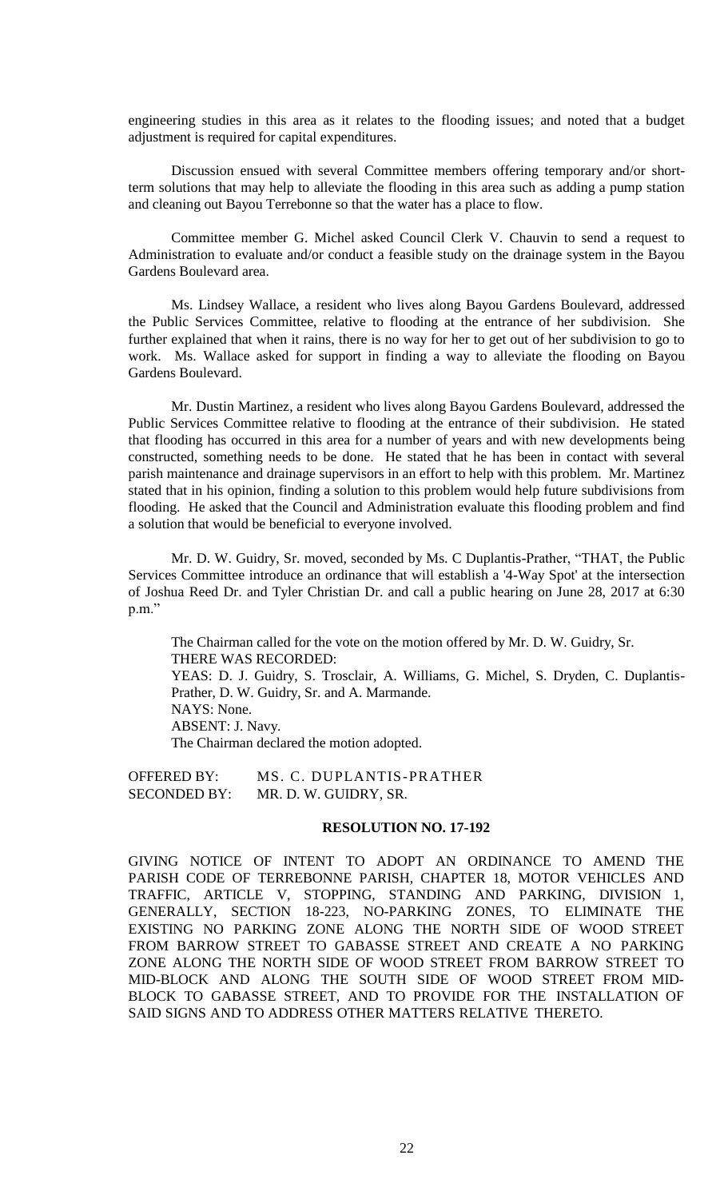engineering studies in this area as it relates to the flooding issues; and noted that a budget adjustment is required for capital expenditures.

Discussion ensued with several Committee members offering temporary and/or short-term solutions that may help to alleviate the flooding in this area such as adding a pump station and cleaning out Bayou Terrebonne so that the water has a place to flow.

Committee member G. Michel asked Council Clerk V. Chauvin to send a request to Administration to evaluate and/or conduct a feasible study on the drainage system in the Bayou Gardens Boulevard area.

Ms. Lindsey Wallace, a resident who lives along Bayou Gardens Boulevard, addressed the Public Services Committee, relative to flooding at the entrance of her subdivision. She further explained that when it rains, there is no way for her to get out of her subdivision to go to work. Ms. Wallace asked for support in finding a way to alleviate the flooding on Bayou Gardens Boulevard.

Mr. Dustin Martinez, a resident who lives along Bayou Gardens Boulevard, addressed the Public Services Committee relative to flooding at the entrance of their subdivision. He stated that flooding has occurred in this area for a number of years and with new developments being constructed, something needs to be done. He stated that he has been in contact with several parish maintenance and drainage supervisors in an effort to help with this problem. Mr. Martinez stated that in his opinion, finding a solution to this problem would help future subdivisions from flooding. He asked that the Council and Administration evaluate this flooding problem and find a solution that would be beneficial to everyone involved.

Mr. D. W. Guidry, Sr. moved, seconded by Ms. C Duplantis-Prather, "THAT, the Public Services Committee introduce an ordinance that will establish a '4-Way Spot' at the intersection of Joshua Reed Dr. and Tyler Christian Dr. and call a public hearing on June 28, 2017 at 6:30 p.m."

The Chairman called for the vote on the motion offered by Mr. D. W. Guidry, Sr.
THERE WAS RECORDED:
YEAS: D. J. Guidry, S. Trosclair, A. Williams, G. Michel, S. Dryden, C. Duplantis-Prather, D. W. Guidry, Sr. and A. Marmande.
NAYS: None.
ABSENT: J. Navy.
The Chairman declared the motion adopted.

OFFERED BY: MS. C. DUPLANTIS-PRATHER
SECONDED BY: MR. D. W. GUIDRY, SR.

## RESOLUTION NO. 17-192

GIVING NOTICE OF INTENT TO ADOPT AN ORDINANCE TO AMEND THE PARISH CODE OF TERREBONNE PARISH, CHAPTER 18, MOTOR VEHICLES AND TRAFFIC, ARTICLE V, STOPPING, STANDING AND PARKING, DIVISION 1, GENERALLY, SECTION 18-223, NO-PARKING ZONES, TO ELIMINATE THE EXISTING NO PARKING ZONE ALONG THE NORTH SIDE OF WOOD STREET FROM BARROW STREET TO GABASSE STREET AND CREATE A NO PARKING ZONE ALONG THE NORTH SIDE OF WOOD STREET FROM BARROW STREET TO MID-BLOCK AND ALONG THE SOUTH SIDE OF WOOD STREET FROM MID-BLOCK TO GABASSE STREET, AND TO PROVIDE FOR THE INSTALLATION OF SAID SIGNS AND TO ADDRESS OTHER MATTERS RELATIVE THERETO.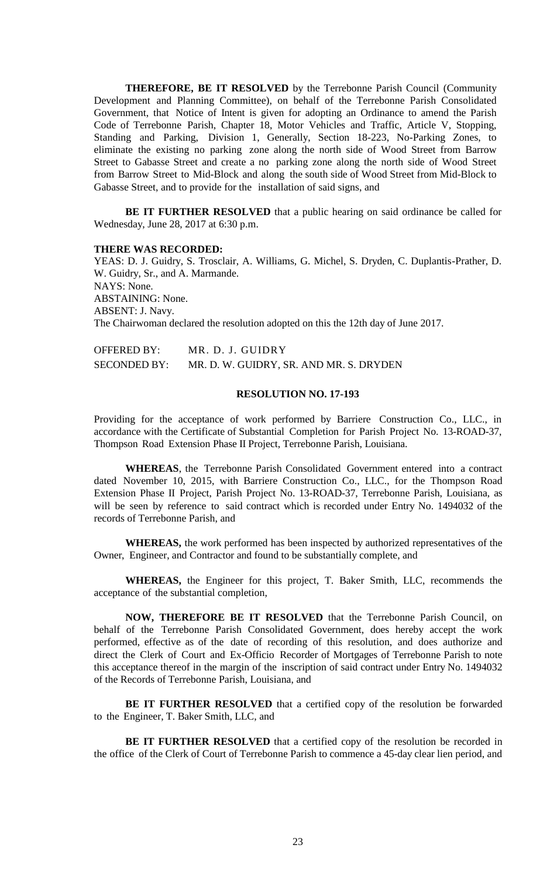**THEREFORE, BE IT RESOLVED** by the Terrebonne Parish Council (Community Development and Planning Committee), on behalf of the Terrebonne Parish Consolidated Government, that Notice of Intent is given for adopting an Ordinance to amend the Parish Code of Terrebonne Parish, Chapter 18, Motor Vehicles and Traffic, Article V, Stopping, Standing and Parking, Division 1, Generally, Section 18-223, No-Parking Zones, to eliminate the existing no parking zone along the north side of Wood Street from Barrow Street to Gabasse Street and create a no parking zone along the north side of Wood Street from Barrow Street to Mid-Block and along the south side of Wood Street from Mid-Block to Gabasse Street, and to provide for the installation of said signs, and

**BE IT FURTHER RESOLVED** that a public hearing on said ordinance be called for Wednesday, June 28, 2017 at 6:30 p.m.

**THERE WAS RECORDED:**

YEAS: D. J. Guidry, S. Trosclair, A. Williams, G. Michel, S. Dryden, C. Duplantis-Prather, D. W. Guidry, Sr., and A. Marmande.
NAYS: None.
ABSTAINING: None.
ABSENT: J. Navy.
The Chairwoman declared the resolution adopted on this the 12th day of June 2017.

OFFERED BY: MR. D. J. GUIDRY
SECONDED BY: MR. D. W. GUIDRY, SR. AND MR. S. DRYDEN

**RESOLUTION NO. 17-193**

Providing for the acceptance of work performed by Barriere Construction Co., LLC., in accordance with the Certificate of Substantial Completion for Parish Project No. 13-ROAD-37, Thompson Road Extension Phase II Project, Terrebonne Parish, Louisiana.

**WHEREAS**, the Terrebonne Parish Consolidated Government entered into a contract dated November 10, 2015, with Barriere Construction Co., LLC., for the Thompson Road Extension Phase II Project, Parish Project No. 13-ROAD-37, Terrebonne Parish, Louisiana, as will be seen by reference to said contract which is recorded under Entry No. 1494032 of the records of Terrebonne Parish, and

**WHEREAS,** the work performed has been inspected by authorized representatives of the Owner, Engineer, and Contractor and found to be substantially complete, and

**WHEREAS,** the Engineer for this project, T. Baker Smith, LLC, recommends the acceptance of the substantial completion,

**NOW, THEREFORE BE IT RESOLVED** that the Terrebonne Parish Council, on behalf of the Terrebonne Parish Consolidated Government, does hereby accept the work performed, effective as of the date of recording of this resolution, and does authorize and direct the Clerk of Court and Ex-Officio Recorder of Mortgages of Terrebonne Parish to note this acceptance thereof in the margin of the inscription of said contract under Entry No. 1494032 of the Records of Terrebonne Parish, Louisiana, and

**BE IT FURTHER RESOLVED** that a certified copy of the resolution be forwarded to the Engineer, T. Baker Smith, LLC, and

**BE IT FURTHER RESOLVED** that a certified copy of the resolution be recorded in the office of the Clerk of Court of Terrebonne Parish to commence a 45-day clear lien period, and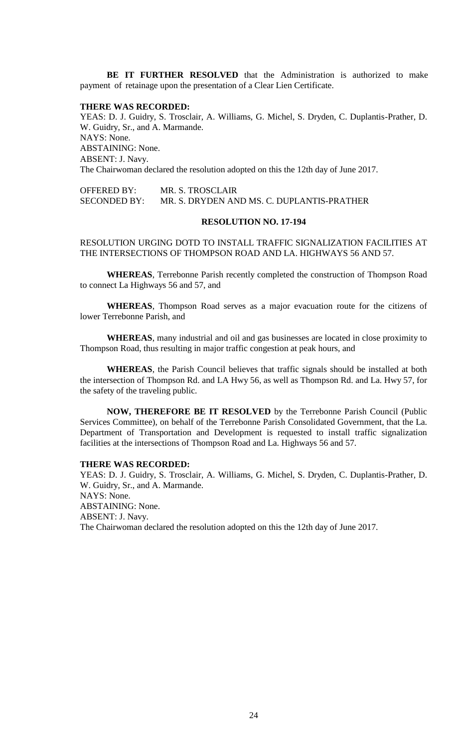**BE IT FURTHER RESOLVED** that the Administration is authorized to make payment of retainage upon the presentation of a Clear Lien Certificate.

**THERE WAS RECORDED:**

YEAS: D. J. Guidry, S. Trosclair, A. Williams, G. Michel, S. Dryden, C. Duplantis-Prather, D. W. Guidry, Sr., and A. Marmande.
NAYS: None.
ABSTAINING: None.
ABSENT: J. Navy.
The Chairwoman declared the resolution adopted on this the 12th day of June 2017.

OFFERED BY: MR. S. TROSCLAIR
SECONDED BY: MR. S. DRYDEN AND MS. C. DUPLANTIS-PRATHER

**RESOLUTION NO. 17-194**

RESOLUTION URGING DOTD TO INSTALL TRAFFIC SIGNALIZATION FACILITIES AT THE INTERSECTIONS OF THOMPSON ROAD AND LA. HIGHWAYS 56 AND 57.

**WHEREAS**, Terrebonne Parish recently completed the construction of Thompson Road to connect La Highways 56 and 57, and

**WHEREAS**, Thompson Road serves as a major evacuation route for the citizens of lower Terrebonne Parish, and

**WHEREAS**, many industrial and oil and gas businesses are located in close proximity to Thompson Road, thus resulting in major traffic congestion at peak hours, and

**WHEREAS**, the Parish Council believes that traffic signals should be installed at both the intersection of Thompson Rd. and LA Hwy 56, as well as Thompson Rd. and La. Hwy 57, for the safety of the traveling public.

**NOW, THEREFORE BE IT RESOLVED** by the Terrebonne Parish Council (Public Services Committee), on behalf of the Terrebonne Parish Consolidated Government, that the La. Department of Transportation and Development is requested to install traffic signalization facilities at the intersections of Thompson Road and La. Highways 56 and 57.

**THERE WAS RECORDED:**

YEAS: D. J. Guidry, S. Trosclair, A. Williams, G. Michel, S. Dryden, C. Duplantis-Prather, D. W. Guidry, Sr., and A. Marmande.
NAYS: None.
ABSTAINING: None.
ABSENT: J. Navy.
The Chairwoman declared the resolution adopted on this the 12th day of June 2017.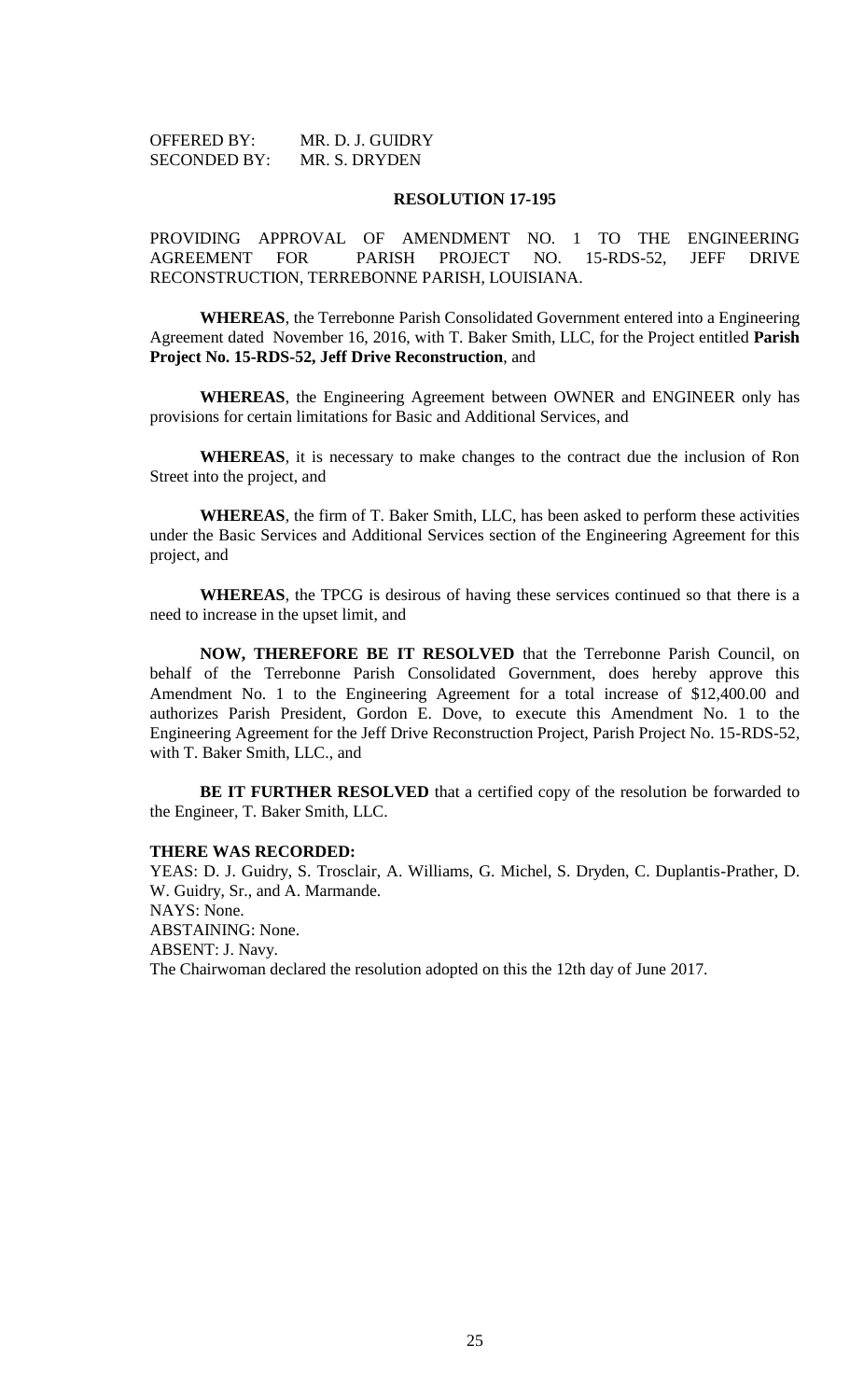OFFERED BY: MR. D. J. GUIDRY
SECONDED BY: MR. S. DRYDEN

**RESOLUTION 17-195**

PROVIDING APPROVAL OF AMENDMENT NO. 1 TO THE ENGINEERING AGREEMENT FOR PARISH PROJECT NO. 15-RDS-52, JEFF DRIVE RECONSTRUCTION, TERREBONNE PARISH, LOUISIANA.

**WHEREAS**, the Terrebonne Parish Consolidated Government entered into a Engineering Agreement dated November 16, 2016, with T. Baker Smith, LLC, for the Project entitled **Parish Project No. 15-RDS-52, Jeff Drive Reconstruction**, and

**WHEREAS**, the Engineering Agreement between OWNER and ENGINEER only has provisions for certain limitations for Basic and Additional Services, and

**WHEREAS**, it is necessary to make changes to the contract due the inclusion of Ron Street into the project, and

**WHEREAS**, the firm of T. Baker Smith, LLC, has been asked to perform these activities under the Basic Services and Additional Services section of the Engineering Agreement for this project, and

**WHEREAS**, the TPCG is desirous of having these services continued so that there is a need to increase in the upset limit, and

**NOW, THEREFORE BE IT RESOLVED** that the Terrebonne Parish Council, on behalf of the Terrebonne Parish Consolidated Government, does hereby approve this Amendment No. 1 to the Engineering Agreement for a total increase of $12,400.00 and authorizes Parish President, Gordon E. Dove, to execute this Amendment No. 1 to the Engineering Agreement for the Jeff Drive Reconstruction Project, Parish Project No. 15-RDS-52, with T. Baker Smith, LLC., and

**BE IT FURTHER RESOLVED** that a certified copy of the resolution be forwarded to the Engineer, T. Baker Smith, LLC.

**THERE WAS RECORDED:**
YEAS: D. J. Guidry, S. Trosclair, A. Williams, G. Michel, S. Dryden, C. Duplantis-Prather, D. W. Guidry, Sr., and A. Marmande.
NAYS: None.
ABSTAINING: None.
ABSENT: J. Navy.
The Chairwoman declared the resolution adopted on this the 12th day of June 2017.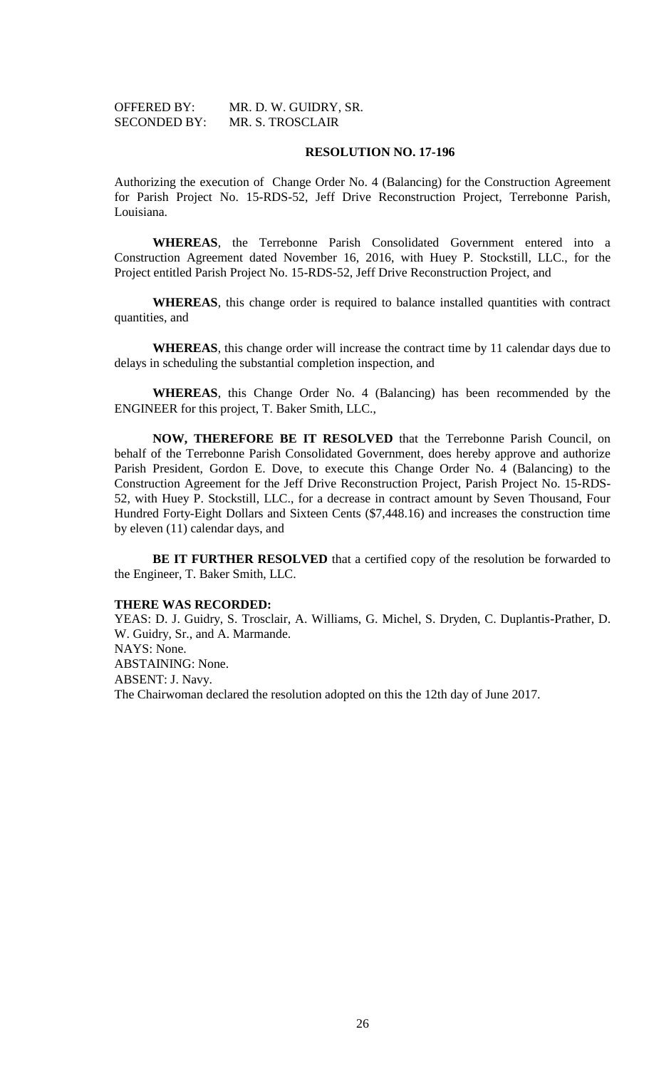OFFERED BY: MR. D. W. GUIDRY, SR.
SECONDED BY: MR. S. TROSCLAIR

**RESOLUTION NO. 17-196**

Authorizing the execution of Change Order No. 4 (Balancing) for the Construction Agreement for Parish Project No. 15-RDS-52, Jeff Drive Reconstruction Project, Terrebonne Parish, Louisiana.

**WHEREAS**, the Terrebonne Parish Consolidated Government entered into a Construction Agreement dated November 16, 2016, with Huey P. Stockstill, LLC., for the Project entitled Parish Project No. 15-RDS-52, Jeff Drive Reconstruction Project, and

**WHEREAS**, this change order is required to balance installed quantities with contract quantities, and

**WHEREAS**, this change order will increase the contract time by 11 calendar days due to delays in scheduling the substantial completion inspection, and

**WHEREAS**, this Change Order No. 4 (Balancing) has been recommended by the ENGINEER for this project, T. Baker Smith, LLC.,

**NOW, THEREFORE BE IT RESOLVED** that the Terrebonne Parish Council, on behalf of the Terrebonne Parish Consolidated Government, does hereby approve and authorize Parish President, Gordon E. Dove, to execute this Change Order No. 4 (Balancing) to the Construction Agreement for the Jeff Drive Reconstruction Project, Parish Project No. 15-RDS-52, with Huey P. Stockstill, LLC., for a decrease in contract amount by Seven Thousand, Four Hundred Forty-Eight Dollars and Sixteen Cents ($7,448.16) and increases the construction time by eleven (11) calendar days, and

**BE IT FURTHER RESOLVED** that a certified copy of the resolution be forwarded to the Engineer, T. Baker Smith, LLC.

**THERE WAS RECORDED:**
YEAS: D. J. Guidry, S. Trosclair, A. Williams, G. Michel, S. Dryden, C. Duplantis-Prather, D. W. Guidry, Sr., and A. Marmande.
NAYS: None.
ABSTAINING: None.
ABSENT: J. Navy.
The Chairwoman declared the resolution adopted on this the 12th day of June 2017.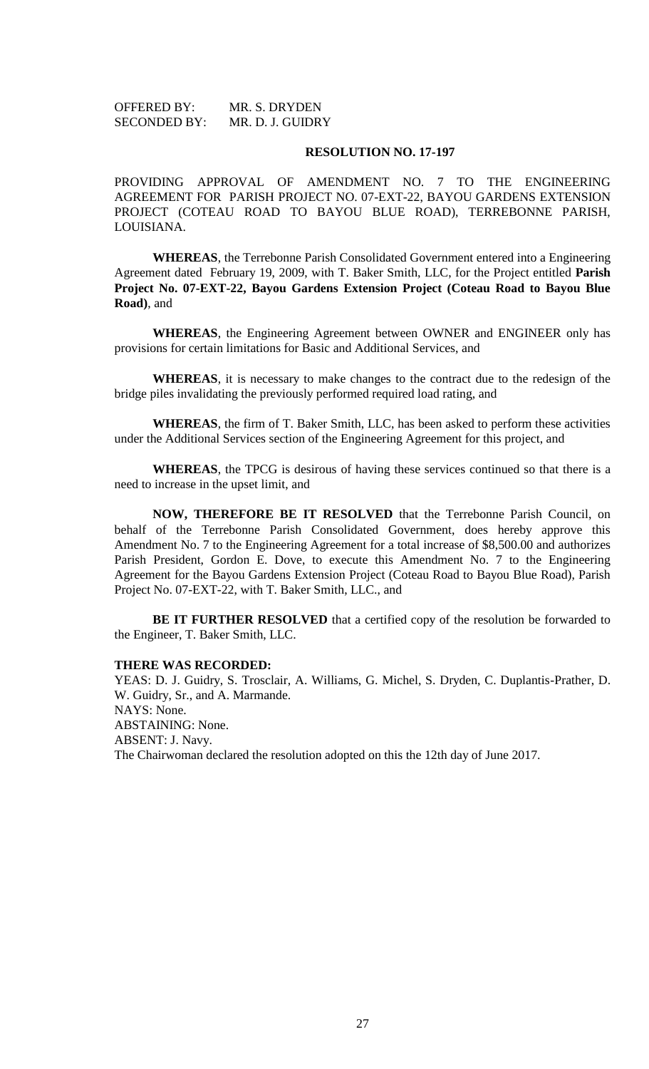OFFERED BY: MR. S. DRYDEN
SECONDED BY: MR. D. J. GUIDRY

**RESOLUTION NO. 17-197**

PROVIDING APPROVAL OF AMENDMENT NO. 7 TO THE ENGINEERING AGREEMENT FOR PARISH PROJECT NO. 07-EXT-22, BAYOU GARDENS EXTENSION PROJECT (COTEAU ROAD TO BAYOU BLUE ROAD), TERREBONNE PARISH, LOUISIANA.

**WHEREAS**, the Terrebonne Parish Consolidated Government entered into a Engineering Agreement dated February 19, 2009, with T. Baker Smith, LLC, for the Project entitled **Parish Project No. 07-EXT-22, Bayou Gardens Extension Project (Coteau Road to Bayou Blue Road)**, and

**WHEREAS**, the Engineering Agreement between OWNER and ENGINEER only has provisions for certain limitations for Basic and Additional Services, and

**WHEREAS**, it is necessary to make changes to the contract due to the redesign of the bridge piles invalidating the previously performed required load rating, and

**WHEREAS**, the firm of T. Baker Smith, LLC, has been asked to perform these activities under the Additional Services section of the Engineering Agreement for this project, and

**WHEREAS**, the TPCG is desirous of having these services continued so that there is a need to increase in the upset limit, and

**NOW, THEREFORE BE IT RESOLVED** that the Terrebonne Parish Council, on behalf of the Terrebonne Parish Consolidated Government, does hereby approve this Amendment No. 7 to the Engineering Agreement for a total increase of $8,500.00 and authorizes Parish President, Gordon E. Dove, to execute this Amendment No. 7 to the Engineering Agreement for the Bayou Gardens Extension Project (Coteau Road to Bayou Blue Road), Parish Project No. 07-EXT-22, with T. Baker Smith, LLC., and

**BE IT FURTHER RESOLVED** that a certified copy of the resolution be forwarded to the Engineer, T. Baker Smith, LLC.

**THERE WAS RECORDED:**
YEAS: D. J. Guidry, S. Trosclair, A. Williams, G. Michel, S. Dryden, C. Duplantis-Prather, D. W. Guidry, Sr., and A. Marmande.
NAYS: None.
ABSTAINING: None.
ABSENT: J. Navy.
The Chairwoman declared the resolution adopted on this the 12th day of June 2017.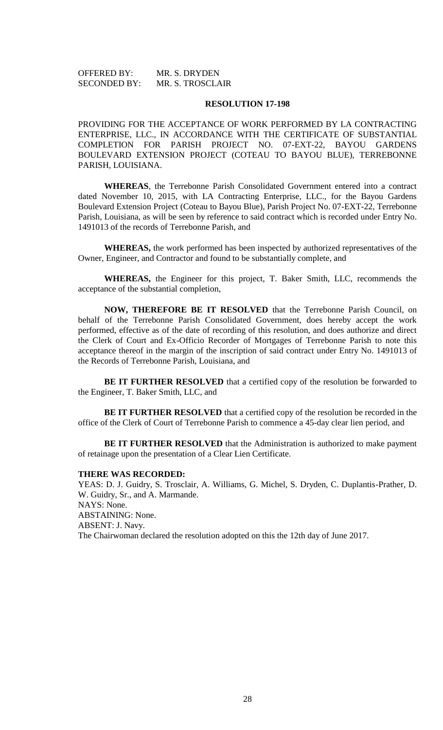OFFERED BY: MR. S. DRYDEN
SECONDED BY: MR. S. TROSCLAIR

**RESOLUTION 17-198**

PROVIDING FOR THE ACCEPTANCE OF WORK PERFORMED BY LA CONTRACTING ENTERPRISE, LLC., IN ACCORDANCE WITH THE CERTIFICATE OF SUBSTANTIAL COMPLETION FOR PARISH PROJECT NO. 07-EXT-22, BAYOU GARDENS BOULEVARD EXTENSION PROJECT (COTEAU TO BAYOU BLUE), TERREBONNE PARISH, LOUISIANA.

**WHEREAS**, the Terrebonne Parish Consolidated Government entered into a contract dated November 10, 2015, with LA Contracting Enterprise, LLC., for the Bayou Gardens Boulevard Extension Project (Coteau to Bayou Blue), Parish Project No. 07-EXT-22, Terrebonne Parish, Louisiana, as will be seen by reference to said contract which is recorded under Entry No. 1491013 of the records of Terrebonne Parish, and

**WHEREAS,** the work performed has been inspected by authorized representatives of the Owner, Engineer, and Contractor and found to be substantially complete, and

**WHEREAS,** the Engineer for this project, T. Baker Smith, LLC, recommends the acceptance of the substantial completion,

**NOW, THEREFORE BE IT RESOLVED** that the Terrebonne Parish Council, on behalf of the Terrebonne Parish Consolidated Government, does hereby accept the work performed, effective as of the date of recording of this resolution, and does authorize and direct the Clerk of Court and Ex-Officio Recorder of Mortgages of Terrebonne Parish to note this acceptance thereof in the margin of the inscription of said contract under Entry No. 1491013 of the Records of Terrebonne Parish, Louisiana, and

**BE IT FURTHER RESOLVED** that a certified copy of the resolution be forwarded to the Engineer, T. Baker Smith, LLC, and

**BE IT FURTHER RESOLVED** that a certified copy of the resolution be recorded in the office of the Clerk of Court of Terrebonne Parish to commence a 45-day clear lien period, and

**BE IT FURTHER RESOLVED** that the Administration is authorized to make payment of retainage upon the presentation of a Clear Lien Certificate.

**THERE WAS RECORDED:**
YEAS: D. J. Guidry, S. Trosclair, A. Williams, G. Michel, S. Dryden, C. Duplantis-Prather, D. W. Guidry, Sr., and A. Marmande.
NAYS: None.
ABSTAINING: None.
ABSENT: J. Navy.
The Chairwoman declared the resolution adopted on this the 12th day of June 2017.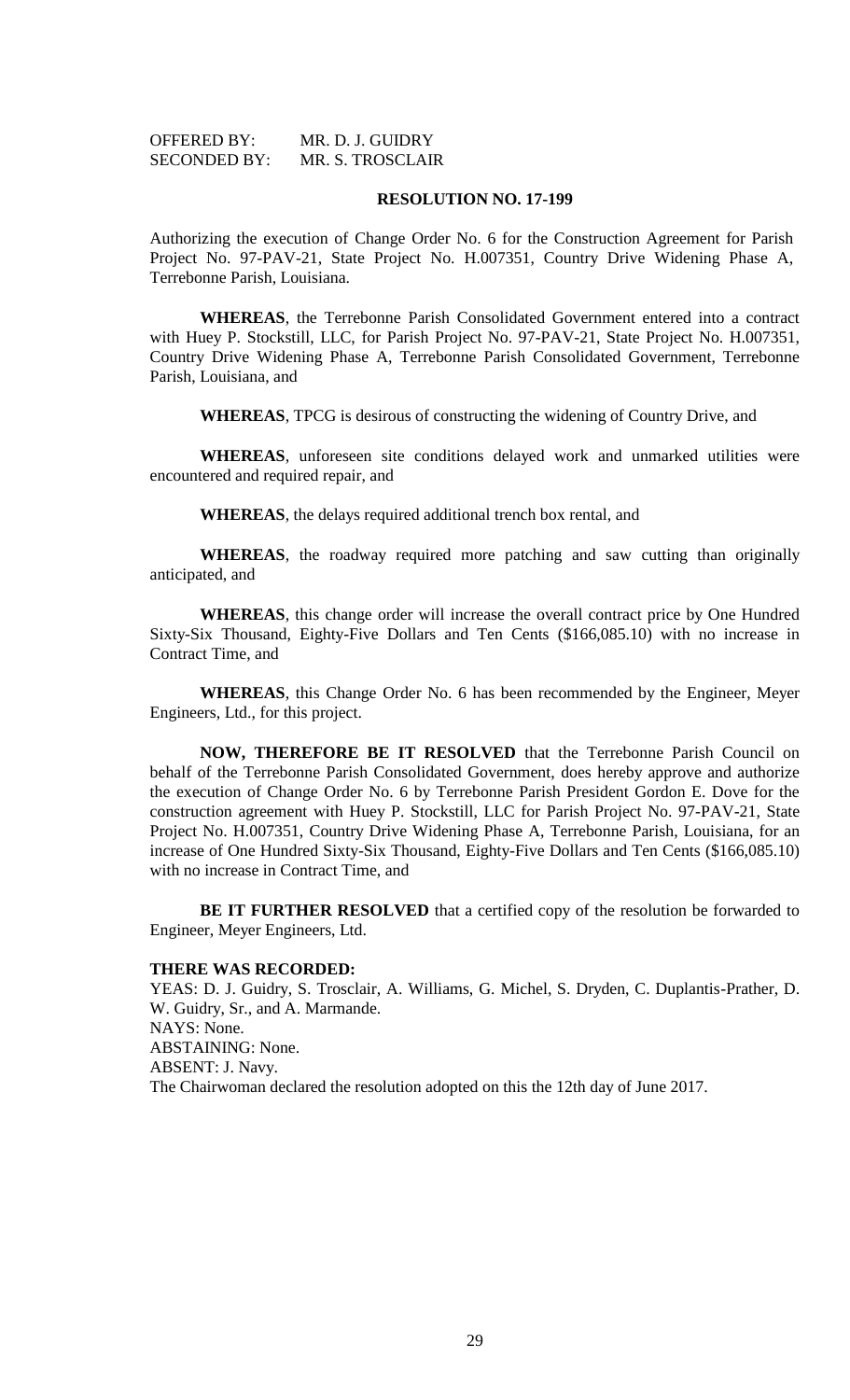OFFERED BY: MR. D. J. GUIDRY
SECONDED BY: MR. S. TROSCLAIR

**RESOLUTION NO. 17-199**

Authorizing the execution of Change Order No. 6 for the Construction Agreement for Parish Project No. 97-PAV-21, State Project No. H.007351, Country Drive Widening Phase A, Terrebonne Parish, Louisiana.

**WHEREAS**, the Terrebonne Parish Consolidated Government entered into a contract with Huey P. Stockstill, LLC, for Parish Project No. 97-PAV-21, State Project No. H.007351, Country Drive Widening Phase A, Terrebonne Parish Consolidated Government, Terrebonne Parish, Louisiana, and

**WHEREAS**, TPCG is desirous of constructing the widening of Country Drive, and

**WHEREAS**, unforeseen site conditions delayed work and unmarked utilities were encountered and required repair, and

**WHEREAS**, the delays required additional trench box rental, and

**WHEREAS**, the roadway required more patching and saw cutting than originally anticipated, and

**WHEREAS**, this change order will increase the overall contract price by One Hundred Sixty-Six Thousand, Eighty-Five Dollars and Ten Cents ($166,085.10) with no increase in Contract Time, and

**WHEREAS**, this Change Order No. 6 has been recommended by the Engineer, Meyer Engineers, Ltd., for this project.

**NOW, THEREFORE BE IT RESOLVED** that the Terrebonne Parish Council on behalf of the Terrebonne Parish Consolidated Government, does hereby approve and authorize the execution of Change Order No. 6 by Terrebonne Parish President Gordon E. Dove for the construction agreement with Huey P. Stockstill, LLC for Parish Project No. 97-PAV-21, State Project No. H.007351, Country Drive Widening Phase A, Terrebonne Parish, Louisiana, for an increase of One Hundred Sixty-Six Thousand, Eighty-Five Dollars and Ten Cents ($166,085.10) with no increase in Contract Time, and

**BE IT FURTHER RESOLVED** that a certified copy of the resolution be forwarded to Engineer, Meyer Engineers, Ltd.

**THERE WAS RECORDED:**

YEAS: D. J. Guidry, S. Trosclair, A. Williams, G. Michel, S. Dryden, C. Duplantis-Prather, D. W. Guidry, Sr., and A. Marmande.
NAYS: None.
ABSTAINING: None.
ABSENT: J. Navy.
The Chairwoman declared the resolution adopted on this the 12th day of June 2017.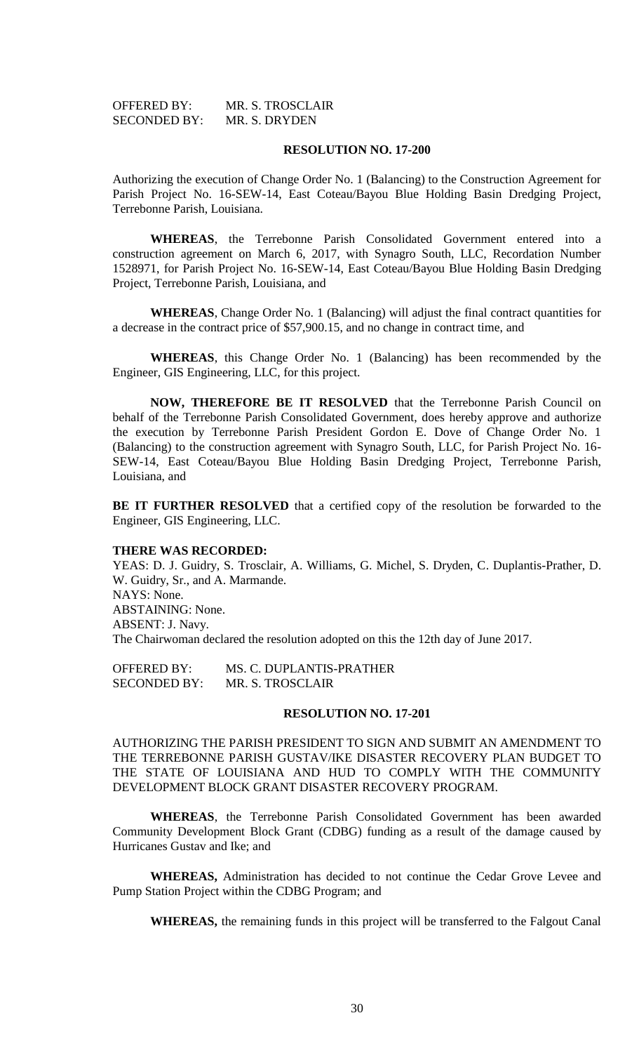OFFERED BY: MR. S. TROSCLAIR
SECONDED BY: MR. S. DRYDEN

**RESOLUTION NO. 17-200**

Authorizing the execution of Change Order No. 1 (Balancing) to the Construction Agreement for Parish Project No. 16-SEW-14, East Coteau/Bayou Blue Holding Basin Dredging Project, Terrebonne Parish, Louisiana.

**WHEREAS**, the Terrebonne Parish Consolidated Government entered into a construction agreement on March 6, 2017, with Synagro South, LLC, Recordation Number 1528971, for Parish Project No. 16-SEW-14, East Coteau/Bayou Blue Holding Basin Dredging Project, Terrebonne Parish, Louisiana, and

**WHEREAS**, Change Order No. 1 (Balancing) will adjust the final contract quantities for a decrease in the contract price of $57,900.15, and no change in contract time, and

**WHEREAS**, this Change Order No. 1 (Balancing) has been recommended by the Engineer, GIS Engineering, LLC, for this project.

**NOW, THEREFORE BE IT RESOLVED** that the Terrebonne Parish Council on behalf of the Terrebonne Parish Consolidated Government, does hereby approve and authorize the execution by Terrebonne Parish President Gordon E. Dove of Change Order No. 1 (Balancing) to the construction agreement with Synagro South, LLC, for Parish Project No. 16-SEW-14, East Coteau/Bayou Blue Holding Basin Dredging Project, Terrebonne Parish, Louisiana, and

**BE IT FURTHER RESOLVED** that a certified copy of the resolution be forwarded to the Engineer, GIS Engineering, LLC.

**THERE WAS RECORDED:**

YEAS: D. J. Guidry, S. Trosclair, A. Williams, G. Michel, S. Dryden, C. Duplantis-Prather, D. W. Guidry, Sr., and A. Marmande.
NAYS: None.
ABSTAINING: None.
ABSENT: J. Navy.
The Chairwoman declared the resolution adopted on this the 12th day of June 2017.

OFFERED BY: MS. C. DUPLANTIS-PRATHER
SECONDED BY: MR. S. TROSCLAIR

**RESOLUTION NO. 17-201**

AUTHORIZING THE PARISH PRESIDENT TO SIGN AND SUBMIT AN AMENDMENT TO THE TERREBONNE PARISH GUSTAV/IKE DISASTER RECOVERY PLAN BUDGET TO THE STATE OF LOUISIANA AND HUD TO COMPLY WITH THE COMMUNITY DEVELOPMENT BLOCK GRANT DISASTER RECOVERY PROGRAM.

**WHEREAS**, the Terrebonne Parish Consolidated Government has been awarded Community Development Block Grant (CDBG) funding as a result of the damage caused by Hurricanes Gustav and Ike; and

**WHEREAS,** Administration has decided to not continue the Cedar Grove Levee and Pump Station Project within the CDBG Program; and

**WHEREAS,** the remaining funds in this project will be transferred to the Falgout Canal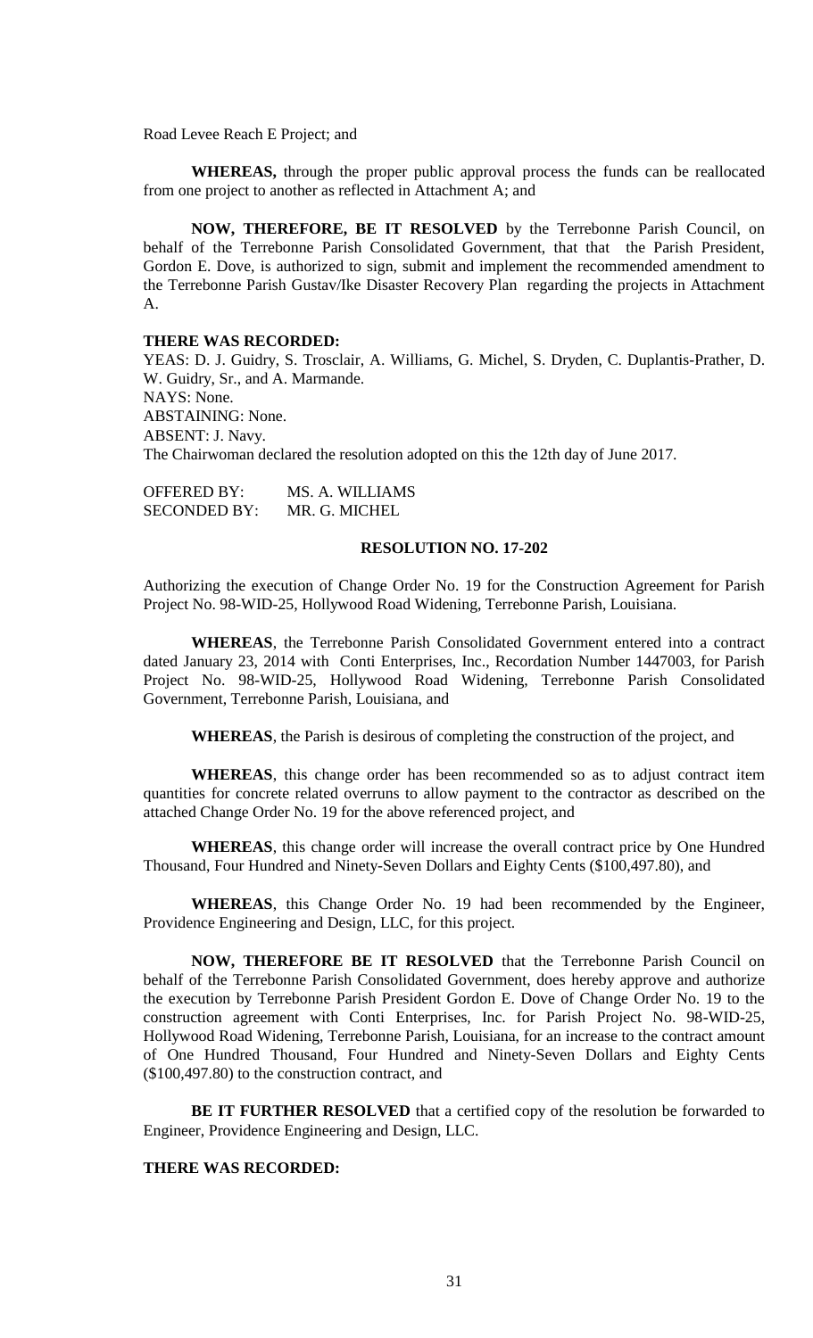Road Levee Reach E Project; and

**WHEREAS,** through the proper public approval process the funds can be reallocated from one project to another as reflected in Attachment A; and

**NOW, THEREFORE, BE IT RESOLVED** by the Terrebonne Parish Council, on behalf of the Terrebonne Parish Consolidated Government, that that the Parish President, Gordon E. Dove, is authorized to sign, submit and implement the recommended amendment to the Terrebonne Parish Gustav/Ike Disaster Recovery Plan regarding the projects in Attachment A.

**THERE WAS RECORDED:**

YEAS: D. J. Guidry, S. Trosclair, A. Williams, G. Michel, S. Dryden, C. Duplantis-Prather, D. W. Guidry, Sr., and A. Marmande.
NAYS: None.
ABSTAINING: None.
ABSENT: J. Navy.
The Chairwoman declared the resolution adopted on this the 12th day of June 2017.

OFFERED BY: MS. A. WILLIAMS
SECONDED BY: MR. G. MICHEL

**RESOLUTION NO. 17-202**

Authorizing the execution of Change Order No. 19 for the Construction Agreement for Parish Project No. 98-WID-25, Hollywood Road Widening, Terrebonne Parish, Louisiana.

**WHEREAS**, the Terrebonne Parish Consolidated Government entered into a contract dated January 23, 2014 with Conti Enterprises, Inc., Recordation Number 1447003, for Parish Project No. 98-WID-25, Hollywood Road Widening, Terrebonne Parish Consolidated Government, Terrebonne Parish, Louisiana, and

**WHEREAS**, the Parish is desirous of completing the construction of the project, and

**WHEREAS**, this change order has been recommended so as to adjust contract item quantities for concrete related overruns to allow payment to the contractor as described on the attached Change Order No. 19 for the above referenced project, and

**WHEREAS**, this change order will increase the overall contract price by One Hundred Thousand, Four Hundred and Ninety-Seven Dollars and Eighty Cents ($100,497.80), and

**WHEREAS**, this Change Order No. 19 had been recommended by the Engineer, Providence Engineering and Design, LLC, for this project.

**NOW, THEREFORE BE IT RESOLVED** that the Terrebonne Parish Council on behalf of the Terrebonne Parish Consolidated Government, does hereby approve and authorize the execution by Terrebonne Parish President Gordon E. Dove of Change Order No. 19 to the construction agreement with Conti Enterprises, Inc. for Parish Project No. 98-WID-25, Hollywood Road Widening, Terrebonne Parish, Louisiana, for an increase to the contract amount of One Hundred Thousand, Four Hundred and Ninety-Seven Dollars and Eighty Cents ($100,497.80) to the construction contract, and

**BE IT FURTHER RESOLVED** that a certified copy of the resolution be forwarded to Engineer, Providence Engineering and Design, LLC.

**THERE WAS RECORDED:**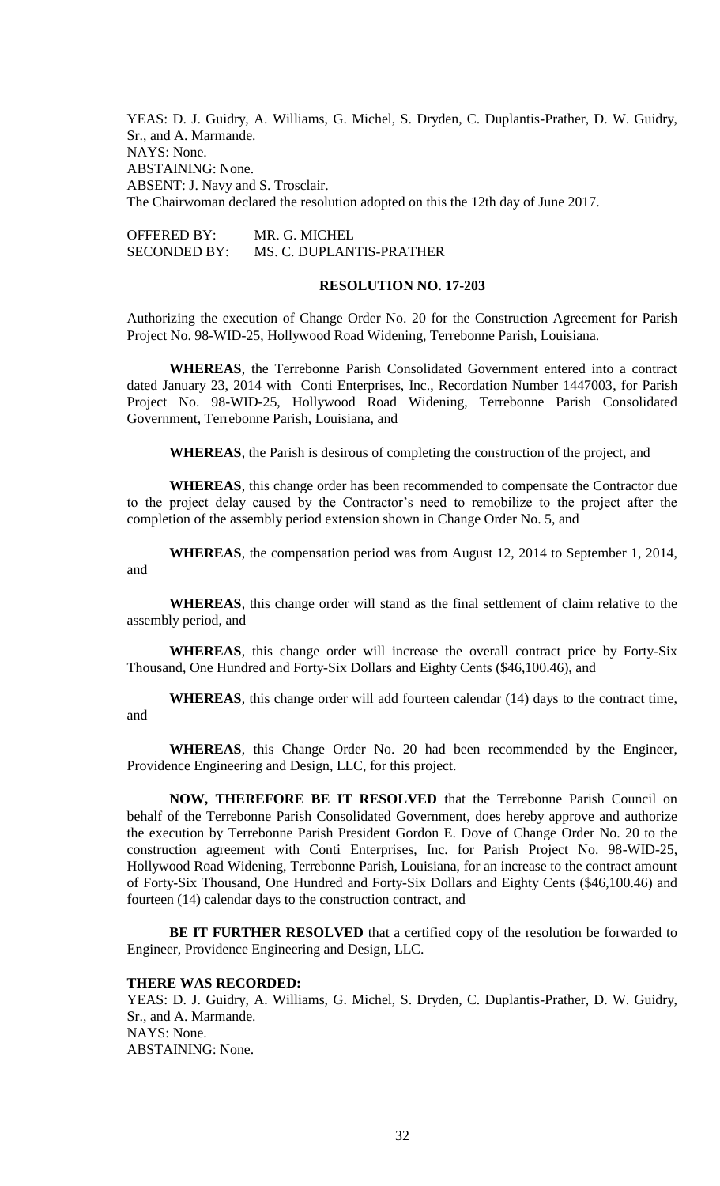YEAS: D. J. Guidry, A. Williams, G. Michel, S. Dryden, C. Duplantis-Prather, D. W. Guidry, Sr., and A. Marmande.
NAYS: None.
ABSTAINING: None.
ABSENT: J. Navy and S. Trosclair.
The Chairwoman declared the resolution adopted on this the 12th day of June 2017.

OFFERED BY: MR. G. MICHEL
SECONDED BY: MS. C. DUPLANTIS-PRATHER

**RESOLUTION NO. 17-203**

Authorizing the execution of Change Order No. 20 for the Construction Agreement for Parish Project No. 98-WID-25, Hollywood Road Widening, Terrebonne Parish, Louisiana.

**WHEREAS**, the Terrebonne Parish Consolidated Government entered into a contract dated January 23, 2014 with Conti Enterprises, Inc., Recordation Number 1447003, for Parish Project No. 98-WID-25, Hollywood Road Widening, Terrebonne Parish Consolidated Government, Terrebonne Parish, Louisiana, and

**WHEREAS**, the Parish is desirous of completing the construction of the project, and

**WHEREAS**, this change order has been recommended to compensate the Contractor due to the project delay caused by the Contractor's need to remobilize to the project after the completion of the assembly period extension shown in Change Order No. 5, and

**WHEREAS**, the compensation period was from August 12, 2014 to September 1, 2014, and

**WHEREAS**, this change order will stand as the final settlement of claim relative to the assembly period, and

**WHEREAS**, this change order will increase the overall contract price by Forty-Six Thousand, One Hundred and Forty-Six Dollars and Eighty Cents ($46,100.46), and

**WHEREAS**, this change order will add fourteen calendar (14) days to the contract time, and

**WHEREAS**, this Change Order No. 20 had been recommended by the Engineer, Providence Engineering and Design, LLC, for this project.

**NOW, THEREFORE BE IT RESOLVED** that the Terrebonne Parish Council on behalf of the Terrebonne Parish Consolidated Government, does hereby approve and authorize the execution by Terrebonne Parish President Gordon E. Dove of Change Order No. 20 to the construction agreement with Conti Enterprises, Inc. for Parish Project No. 98-WID-25, Hollywood Road Widening, Terrebonne Parish, Louisiana, for an increase to the contract amount of Forty-Six Thousand, One Hundred and Forty-Six Dollars and Eighty Cents ($46,100.46) and fourteen (14) calendar days to the construction contract, and

**BE IT FURTHER RESOLVED** that a certified copy of the resolution be forwarded to Engineer, Providence Engineering and Design, LLC.

**THERE WAS RECORDED:**
YEAS: D. J. Guidry, A. Williams, G. Michel, S. Dryden, C. Duplantis-Prather, D. W. Guidry, Sr., and A. Marmande.
NAYS: None.
ABSTAINING: None.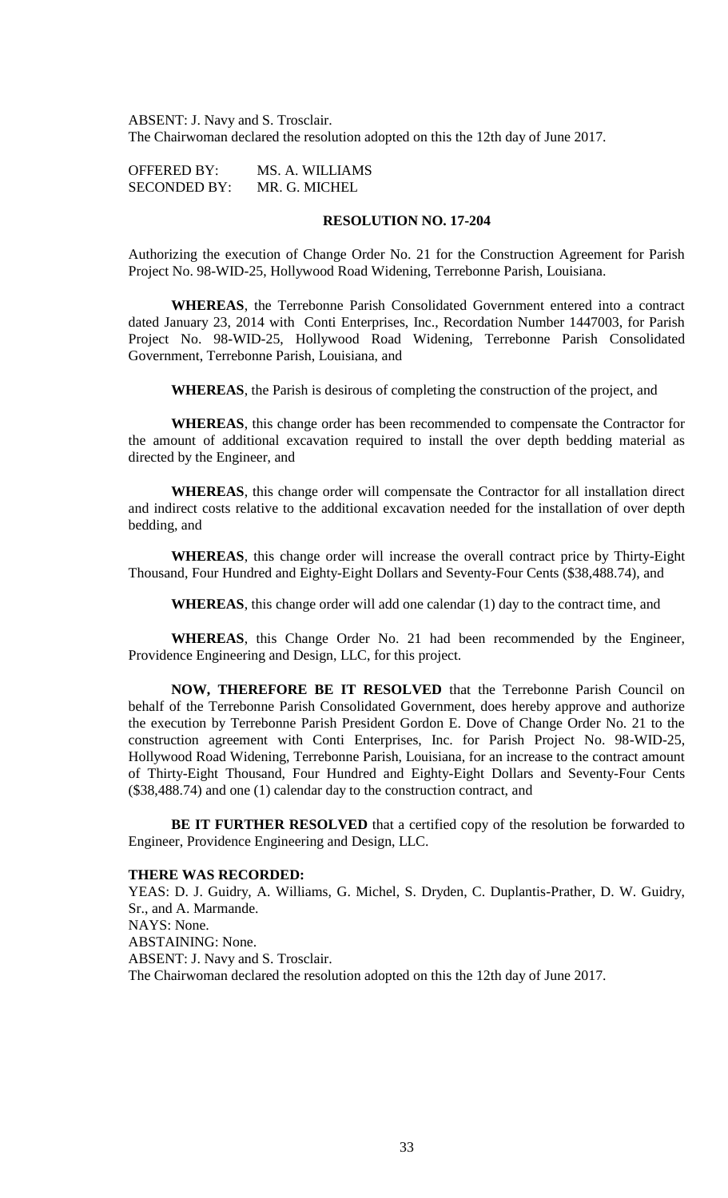ABSENT: J. Navy and S. Trosclair.
The Chairwoman declared the resolution adopted on this the 12th day of June 2017.

OFFERED BY: MS. A. WILLIAMS
SECONDED BY: MR. G. MICHEL

**RESOLUTION NO. 17-204**

Authorizing the execution of Change Order No. 21 for the Construction Agreement for Parish Project No. 98-WID-25, Hollywood Road Widening, Terrebonne Parish, Louisiana.

**WHEREAS**, the Terrebonne Parish Consolidated Government entered into a contract dated January 23, 2014 with Conti Enterprises, Inc., Recordation Number 1447003, for Parish Project No. 98-WID-25, Hollywood Road Widening, Terrebonne Parish Consolidated Government, Terrebonne Parish, Louisiana, and

**WHEREAS**, the Parish is desirous of completing the construction of the project, and

**WHEREAS**, this change order has been recommended to compensate the Contractor for the amount of additional excavation required to install the over depth bedding material as directed by the Engineer, and

**WHEREAS**, this change order will compensate the Contractor for all installation direct and indirect costs relative to the additional excavation needed for the installation of over depth bedding, and

**WHEREAS**, this change order will increase the overall contract price by Thirty-Eight Thousand, Four Hundred and Eighty-Eight Dollars and Seventy-Four Cents ($38,488.74), and

**WHEREAS**, this change order will add one calendar (1) day to the contract time, and

**WHEREAS**, this Change Order No. 21 had been recommended by the Engineer, Providence Engineering and Design, LLC, for this project.

**NOW, THEREFORE BE IT RESOLVED** that the Terrebonne Parish Council on behalf of the Terrebonne Parish Consolidated Government, does hereby approve and authorize the execution by Terrebonne Parish President Gordon E. Dove of Change Order No. 21 to the construction agreement with Conti Enterprises, Inc. for Parish Project No. 98-WID-25, Hollywood Road Widening, Terrebonne Parish, Louisiana, for an increase to the contract amount of Thirty-Eight Thousand, Four Hundred and Eighty-Eight Dollars and Seventy-Four Cents ($38,488.74) and one (1) calendar day to the construction contract, and

**BE IT FURTHER RESOLVED** that a certified copy of the resolution be forwarded to Engineer, Providence Engineering and Design, LLC.

**THERE WAS RECORDED:**
YEAS: D. J. Guidry, A. Williams, G. Michel, S. Dryden, C. Duplantis-Prather, D. W. Guidry, Sr., and A. Marmande.
NAYS: None.
ABSTAINING: None.
ABSENT: J. Navy and S. Trosclair.
The Chairwoman declared the resolution adopted on this the 12th day of June 2017.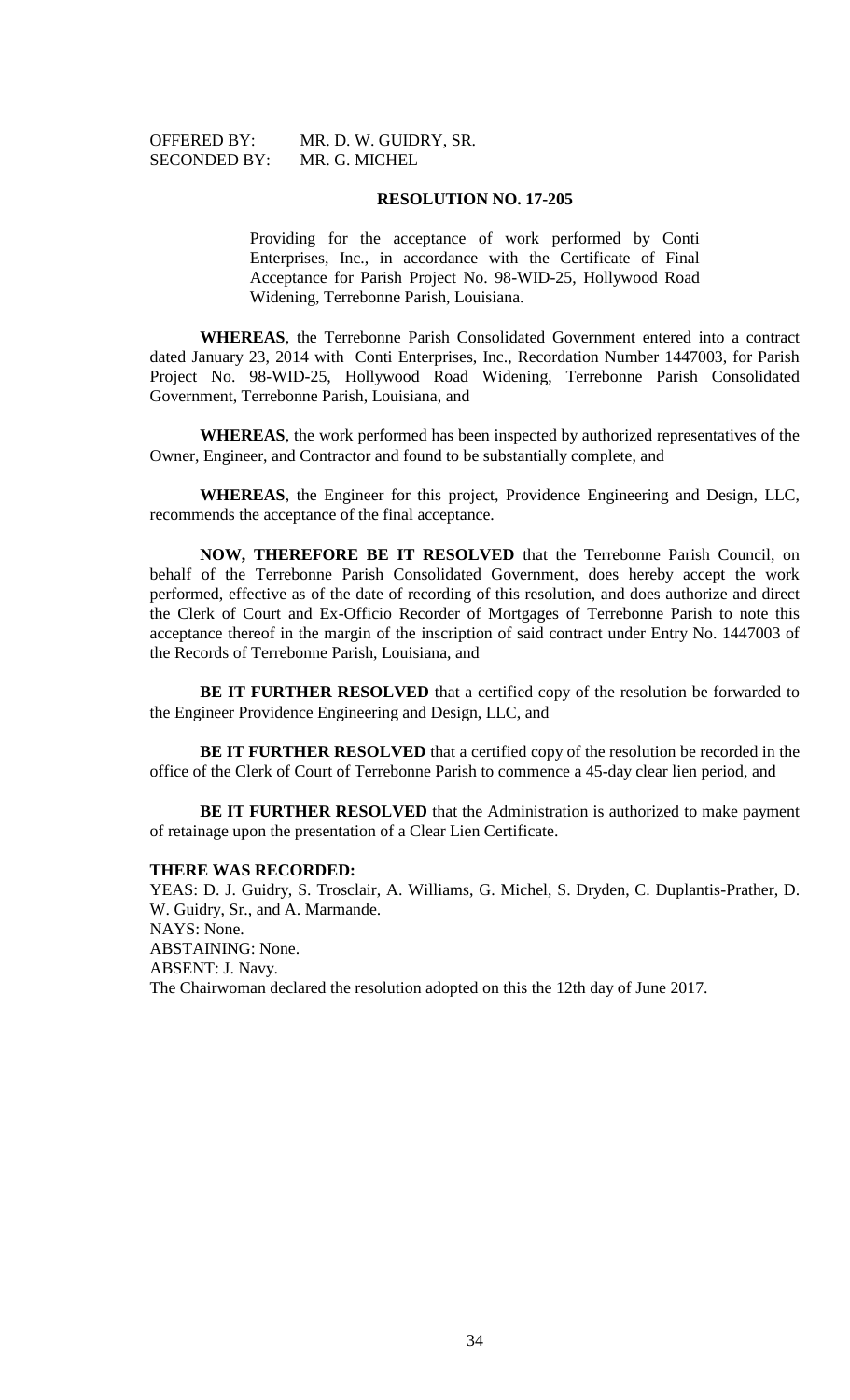OFFERED BY: MR. D. W. GUIDRY, SR.
SECONDED BY: MR. G. MICHEL

**RESOLUTION NO. 17-205**

Providing for the acceptance of work performed by Conti Enterprises, Inc., in accordance with the Certificate of Final Acceptance for Parish Project No. 98-WID-25, Hollywood Road Widening, Terrebonne Parish, Louisiana.

**WHEREAS**, the Terrebonne Parish Consolidated Government entered into a contract dated January 23, 2014 with Conti Enterprises, Inc., Recordation Number 1447003, for Parish Project No. 98-WID-25, Hollywood Road Widening, Terrebonne Parish Consolidated Government, Terrebonne Parish, Louisiana, and

**WHEREAS**, the work performed has been inspected by authorized representatives of the Owner, Engineer, and Contractor and found to be substantially complete, and

**WHEREAS**, the Engineer for this project, Providence Engineering and Design, LLC, recommends the acceptance of the final acceptance.

**NOW, THEREFORE BE IT RESOLVED** that the Terrebonne Parish Council, on behalf of the Terrebonne Parish Consolidated Government, does hereby accept the work performed, effective as of the date of recording of this resolution, and does authorize and direct the Clerk of Court and Ex-Officio Recorder of Mortgages of Terrebonne Parish to note this acceptance thereof in the margin of the inscription of said contract under Entry No. 1447003 of the Records of Terrebonne Parish, Louisiana, and

**BE IT FURTHER RESOLVED** that a certified copy of the resolution be forwarded to the Engineer Providence Engineering and Design, LLC, and

**BE IT FURTHER RESOLVED** that a certified copy of the resolution be recorded in the office of the Clerk of Court of Terrebonne Parish to commence a 45-day clear lien period, and

**BE IT FURTHER RESOLVED** that the Administration is authorized to make payment of retainage upon the presentation of a Clear Lien Certificate.

**THERE WAS RECORDED:**
YEAS: D. J. Guidry, S. Trosclair, A. Williams, G. Michel, S. Dryden, C. Duplantis-Prather, D. W. Guidry, Sr., and A. Marmande.
NAYS: None.
ABSTAINING: None.
ABSENT: J. Navy.
The Chairwoman declared the resolution adopted on this the 12th day of June 2017.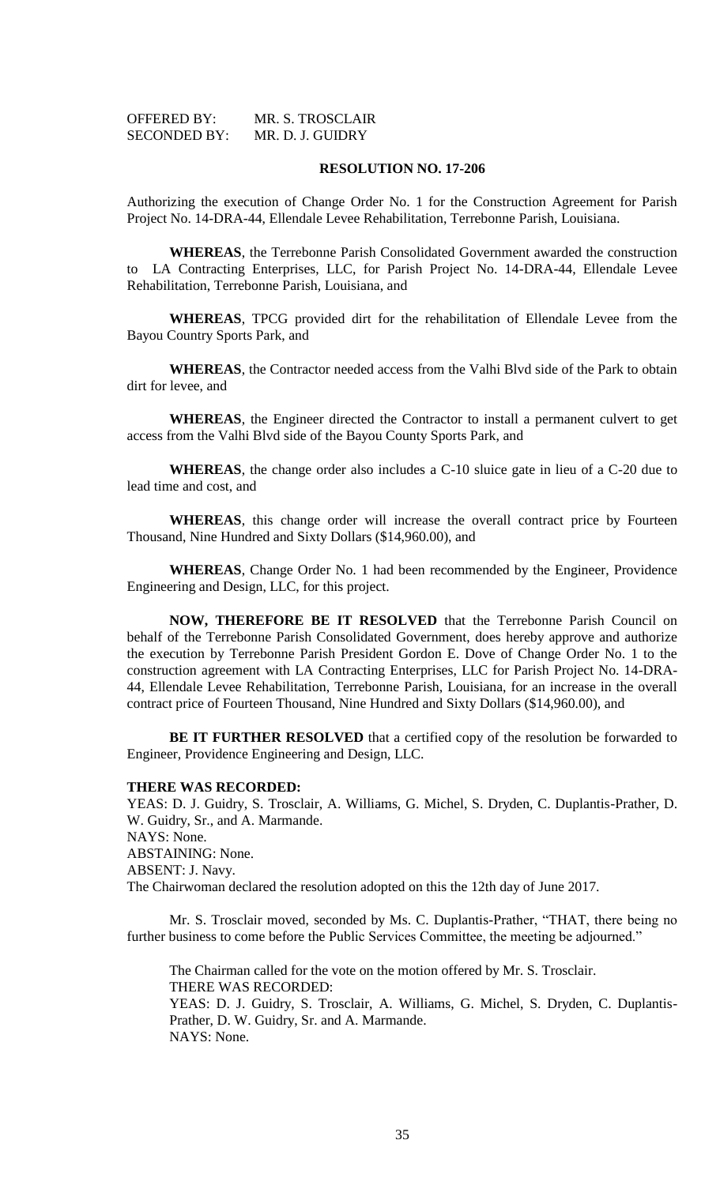OFFERED BY: MR. S. TROSCLAIR
SECONDED BY: MR. D. J. GUIDRY

**RESOLUTION NO. 17-206**

Authorizing the execution of Change Order No. 1 for the Construction Agreement for Parish Project No. 14-DRA-44, Ellendale Levee Rehabilitation, Terrebonne Parish, Louisiana.

**WHEREAS**, the Terrebonne Parish Consolidated Government awarded the construction to LA Contracting Enterprises, LLC, for Parish Project No. 14-DRA-44, Ellendale Levee Rehabilitation, Terrebonne Parish, Louisiana, and

**WHEREAS**, TPCG provided dirt for the rehabilitation of Ellendale Levee from the Bayou Country Sports Park, and

**WHEREAS**, the Contractor needed access from the Valhi Blvd side of the Park to obtain dirt for levee, and

**WHEREAS**, the Engineer directed the Contractor to install a permanent culvert to get access from the Valhi Blvd side of the Bayou County Sports Park, and

**WHEREAS**, the change order also includes a C-10 sluice gate in lieu of a C-20 due to lead time and cost, and

**WHEREAS**, this change order will increase the overall contract price by Fourteen Thousand, Nine Hundred and Sixty Dollars ($14,960.00), and

**WHEREAS**, Change Order No. 1 had been recommended by the Engineer, Providence Engineering and Design, LLC, for this project.

**NOW, THEREFORE BE IT RESOLVED** that the Terrebonne Parish Council on behalf of the Terrebonne Parish Consolidated Government, does hereby approve and authorize the execution by Terrebonne Parish President Gordon E. Dove of Change Order No. 1 to the construction agreement with LA Contracting Enterprises, LLC for Parish Project No. 14-DRA-44, Ellendale Levee Rehabilitation, Terrebonne Parish, Louisiana, for an increase in the overall contract price of Fourteen Thousand, Nine Hundred and Sixty Dollars ($14,960.00), and

**BE IT FURTHER RESOLVED** that a certified copy of the resolution be forwarded to Engineer, Providence Engineering and Design, LLC.

**THERE WAS RECORDED:**
YEAS: D. J. Guidry, S. Trosclair, A. Williams, G. Michel, S. Dryden, C. Duplantis-Prather, D. W. Guidry, Sr., and A. Marmande.
NAYS: None.
ABSTAINING: None.
ABSENT: J. Navy.
The Chairwoman declared the resolution adopted on this the 12th day of June 2017.

Mr. S. Trosclair moved, seconded by Ms. C. Duplantis-Prather, "THAT, there being no further business to come before the Public Services Committee, the meeting be adjourned."

The Chairman called for the vote on the motion offered by Mr. S. Trosclair.
THERE WAS RECORDED:
YEAS: D. J. Guidry, S. Trosclair, A. Williams, G. Michel, S. Dryden, C. Duplantis-Prather, D. W. Guidry, Sr. and A. Marmande.
NAYS: None.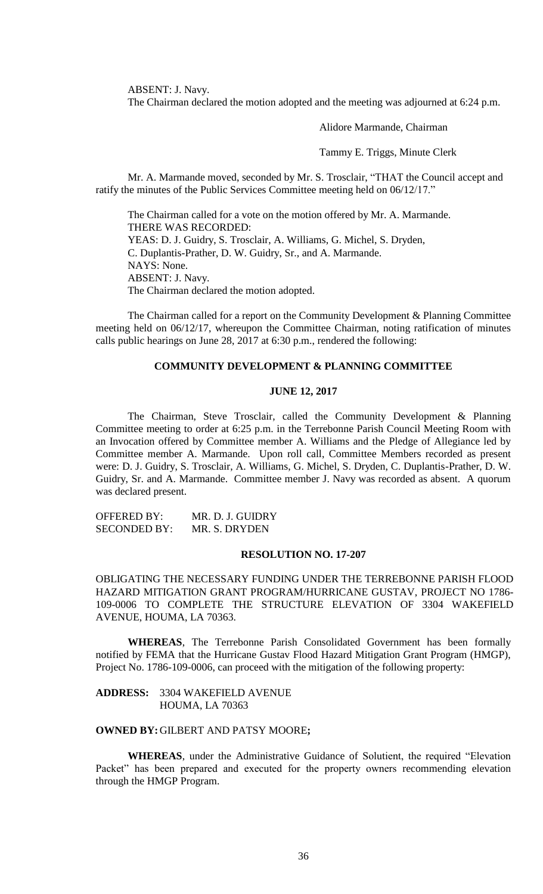ABSENT: J. Navy.

The Chairman declared the motion adopted and the meeting was adjourned at 6:24 p.m.

Alidore Marmande, Chairman

Tammy E. Triggs, Minute Clerk

Mr. A. Marmande moved, seconded by Mr. S. Trosclair, "THAT the Council accept and ratify the minutes of the Public Services Committee meeting held on 06/12/17."

The Chairman called for a vote on the motion offered by Mr. A. Marmande.
THERE WAS RECORDED:
YEAS: D. J. Guidry, S. Trosclair, A. Williams, G. Michel, S. Dryden, C. Duplantis-Prather, D. W. Guidry, Sr., and A. Marmande.
NAYS: None.
ABSENT: J. Navy.
The Chairman declared the motion adopted.

The Chairman called for a report on the Community Development & Planning Committee meeting held on 06/12/17, whereupon the Committee Chairman, noting ratification of minutes calls public hearings on June 28, 2017 at 6:30 p.m., rendered the following:

## COMMUNITY DEVELOPMENT & PLANNING COMMITTEE

### JUNE 12, 2017

The Chairman, Steve Trosclair, called the Community Development & Planning Committee meeting to order at 6:25 p.m. in the Terrebonne Parish Council Meeting Room with an Invocation offered by Committee member A. Williams and the Pledge of Allegiance led by Committee member A. Marmande. Upon roll call, Committee Members recorded as present were: D. J. Guidry, S. Trosclair, A. Williams, G. Michel, S. Dryden, C. Duplantis-Prather, D. W. Guidry, Sr. and A. Marmande. Committee member J. Navy was recorded as absent. A quorum was declared present.

OFFERED BY: MR. D. J. GUIDRY
SECONDED BY: MR. S. DRYDEN

### RESOLUTION NO. 17-207

OBLIGATING THE NECESSARY FUNDING UNDER THE TERREBONNE PARISH FLOOD HAZARD MITIGATION GRANT PROGRAM/HURRICANE GUSTAV, PROJECT NO 1786-109-0006 TO COMPLETE THE STRUCTURE ELEVATION OF 3304 WAKEFIELD AVENUE, HOUMA, LA 70363.

**WHEREAS**, The Terrebonne Parish Consolidated Government has been formally notified by FEMA that the Hurricane Gustav Flood Hazard Mitigation Grant Program (HMGP), Project No. 1786-109-0006, can proceed with the mitigation of the following property:

**ADDRESS:** 3304 WAKEFIELD AVENUE
HOUMA, LA 70363

**OWNED BY:** GILBERT AND PATSY MOORE**;**

**WHEREAS**, under the Administrative Guidance of Solutient, the required "Elevation Packet" has been prepared and executed for the property owners recommending elevation through the HMGP Program.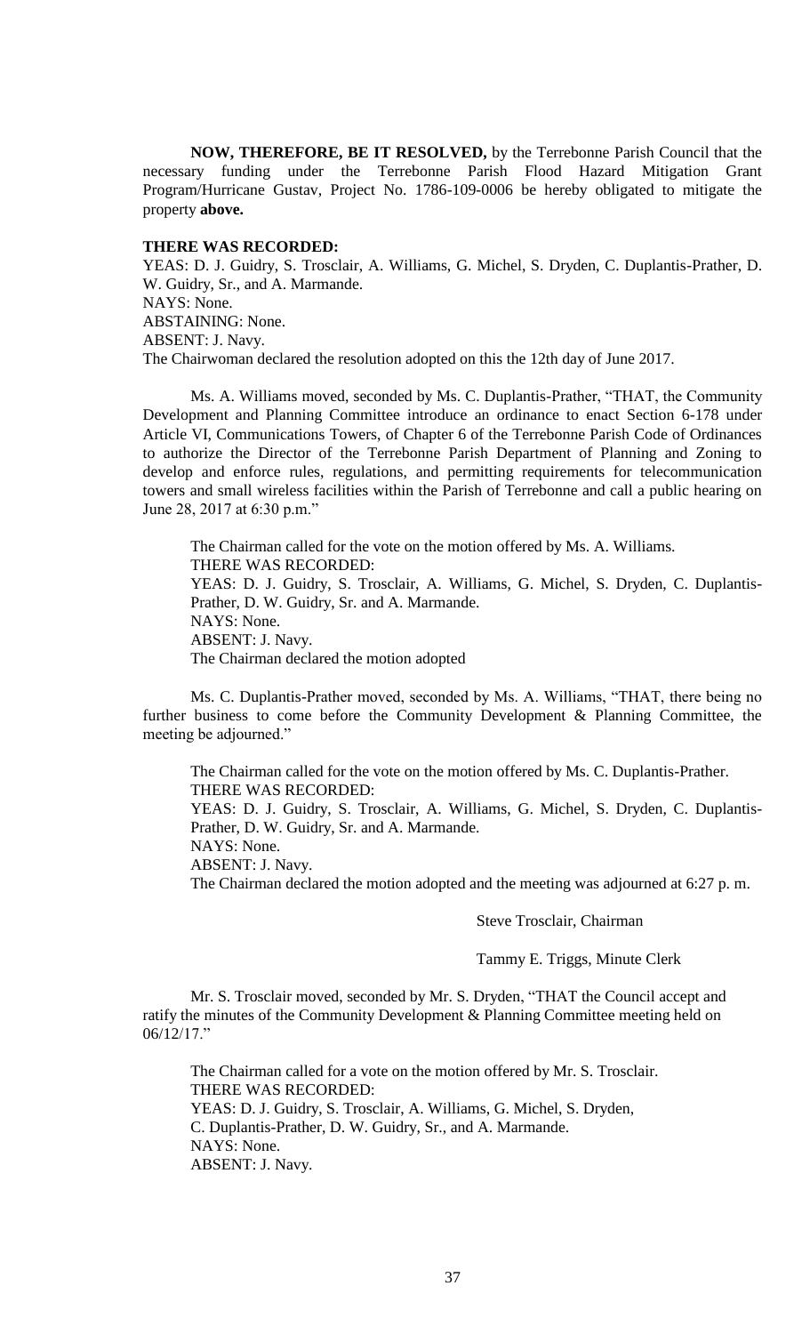**NOW, THEREFORE, BE IT RESOLVED,** by the Terrebonne Parish Council that the necessary funding under the Terrebonne Parish Flood Hazard Mitigation Grant Program/Hurricane Gustav, Project No. 1786-109-0006 be hereby obligated to mitigate the property **above.**

**THERE WAS RECORDED:**

YEAS: D. J. Guidry, S. Trosclair, A. Williams, G. Michel, S. Dryden, C. Duplantis-Prather, D. W. Guidry, Sr., and A. Marmande.
NAYS: None.
ABSTAINING: None.
ABSENT: J. Navy.
The Chairwoman declared the resolution adopted on this the 12th day of June 2017.

Ms. A. Williams moved, seconded by Ms. C. Duplantis-Prather, "THAT, the Community Development and Planning Committee introduce an ordinance to enact Section 6-178 under Article VI, Communications Towers, of Chapter 6 of the Terrebonne Parish Code of Ordinances to authorize the Director of the Terrebonne Parish Department of Planning and Zoning to develop and enforce rules, regulations, and permitting requirements for telecommunication towers and small wireless facilities within the Parish of Terrebonne and call a public hearing on June 28, 2017 at 6:30 p.m."

The Chairman called for the vote on the motion offered by Ms. A. Williams.
THERE WAS RECORDED:
YEAS: D. J. Guidry, S. Trosclair, A. Williams, G. Michel, S. Dryden, C. Duplantis-Prather, D. W. Guidry, Sr. and A. Marmande.
NAYS: None.
ABSENT: J. Navy.
The Chairman declared the motion adopted

Ms. C. Duplantis-Prather moved, seconded by Ms. A. Williams, "THAT, there being no further business to come before the Community Development & Planning Committee, the meeting be adjourned."

The Chairman called for the vote on the motion offered by Ms. C. Duplantis-Prather.
THERE WAS RECORDED:
YEAS: D. J. Guidry, S. Trosclair, A. Williams, G. Michel, S. Dryden, C. Duplantis-Prather, D. W. Guidry, Sr. and A. Marmande.
NAYS: None.
ABSENT: J. Navy.
The Chairman declared the motion adopted and the meeting was adjourned at 6:27 p. m.

Steve Trosclair, Chairman

Tammy E. Triggs, Minute Clerk

Mr. S. Trosclair moved, seconded by Mr. S. Dryden, "THAT the Council accept and ratify the minutes of the Community Development & Planning Committee meeting held on 06/12/17."

The Chairman called for a vote on the motion offered by Mr. S. Trosclair.
THERE WAS RECORDED:
YEAS: D. J. Guidry, S. Trosclair, A. Williams, G. Michel, S. Dryden, C. Duplantis-Prather, D. W. Guidry, Sr., and A. Marmande.
NAYS: None.
ABSENT: J. Navy.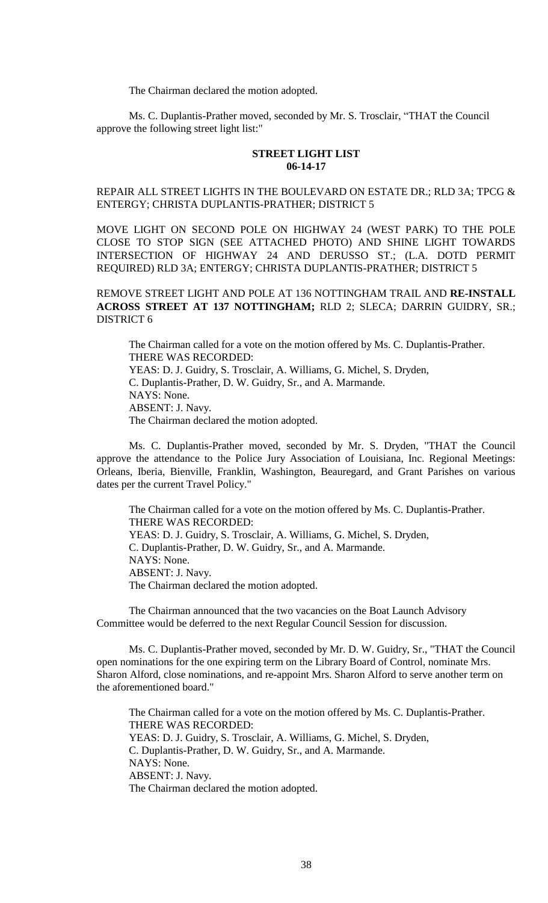The Chairman declared the motion adopted.

Ms. C. Duplantis-Prather moved, seconded by Mr. S. Trosclair, "THAT the Council approve the following street light list:"

**STREET LIGHT LIST**
**06-14-17**

REPAIR ALL STREET LIGHTS IN THE BOULEVARD ON ESTATE DR.; RLD 3A; TPCG & ENTERGY; CHRISTA DUPLANTIS-PRATHER; DISTRICT 5

MOVE LIGHT ON SECOND POLE ON HIGHWAY 24 (WEST PARK) TO THE POLE CLOSE TO STOP SIGN (SEE ATTACHED PHOTO) AND SHINE LIGHT TOWARDS INTERSECTION OF HIGHWAY 24 AND DERUSSO ST.; (L.A. DOTD PERMIT REQUIRED) RLD 3A; ENTERGY; CHRISTA DUPLANTIS-PRATHER; DISTRICT 5

REMOVE STREET LIGHT AND POLE AT 136 NOTTINGHAM TRAIL AND **RE-INSTALL ACROSS STREET AT 137 NOTTINGHAM;** RLD 2; SLECA; DARRIN GUIDRY, SR.; DISTRICT 6

The Chairman called for a vote on the motion offered by Ms. C. Duplantis-Prather.
THERE WAS RECORDED:
YEAS: D. J. Guidry, S. Trosclair, A. Williams, G. Michel, S. Dryden, C. Duplantis-Prather, D. W. Guidry, Sr., and A. Marmande.
NAYS: None.
ABSENT: J. Navy.
The Chairman declared the motion adopted.

Ms. C. Duplantis-Prather moved, seconded by Mr. S. Dryden, "THAT the Council approve the attendance to the Police Jury Association of Louisiana, Inc. Regional Meetings: Orleans, Iberia, Bienville, Franklin, Washington, Beauregard, and Grant Parishes on various dates per the current Travel Policy."

The Chairman called for a vote on the motion offered by Ms. C. Duplantis-Prather.
THERE WAS RECORDED:
YEAS: D. J. Guidry, S. Trosclair, A. Williams, G. Michel, S. Dryden, C. Duplantis-Prather, D. W. Guidry, Sr., and A. Marmande.
NAYS: None.
ABSENT: J. Navy.
The Chairman declared the motion adopted.

The Chairman announced that the two vacancies on the Boat Launch Advisory Committee would be deferred to the next Regular Council Session for discussion.

Ms. C. Duplantis-Prather moved, seconded by Mr. D. W. Guidry, Sr., "THAT the Council open nominations for the one expiring term on the Library Board of Control, nominate Mrs. Sharon Alford, close nominations, and re-appoint Mrs. Sharon Alford to serve another term on the aforementioned board."

The Chairman called for a vote on the motion offered by Ms. C. Duplantis-Prather.
THERE WAS RECORDED:
YEAS: D. J. Guidry, S. Trosclair, A. Williams, G. Michel, S. Dryden, C. Duplantis-Prather, D. W. Guidry, Sr., and A. Marmande.
NAYS: None.
ABSENT: J. Navy.
The Chairman declared the motion adopted.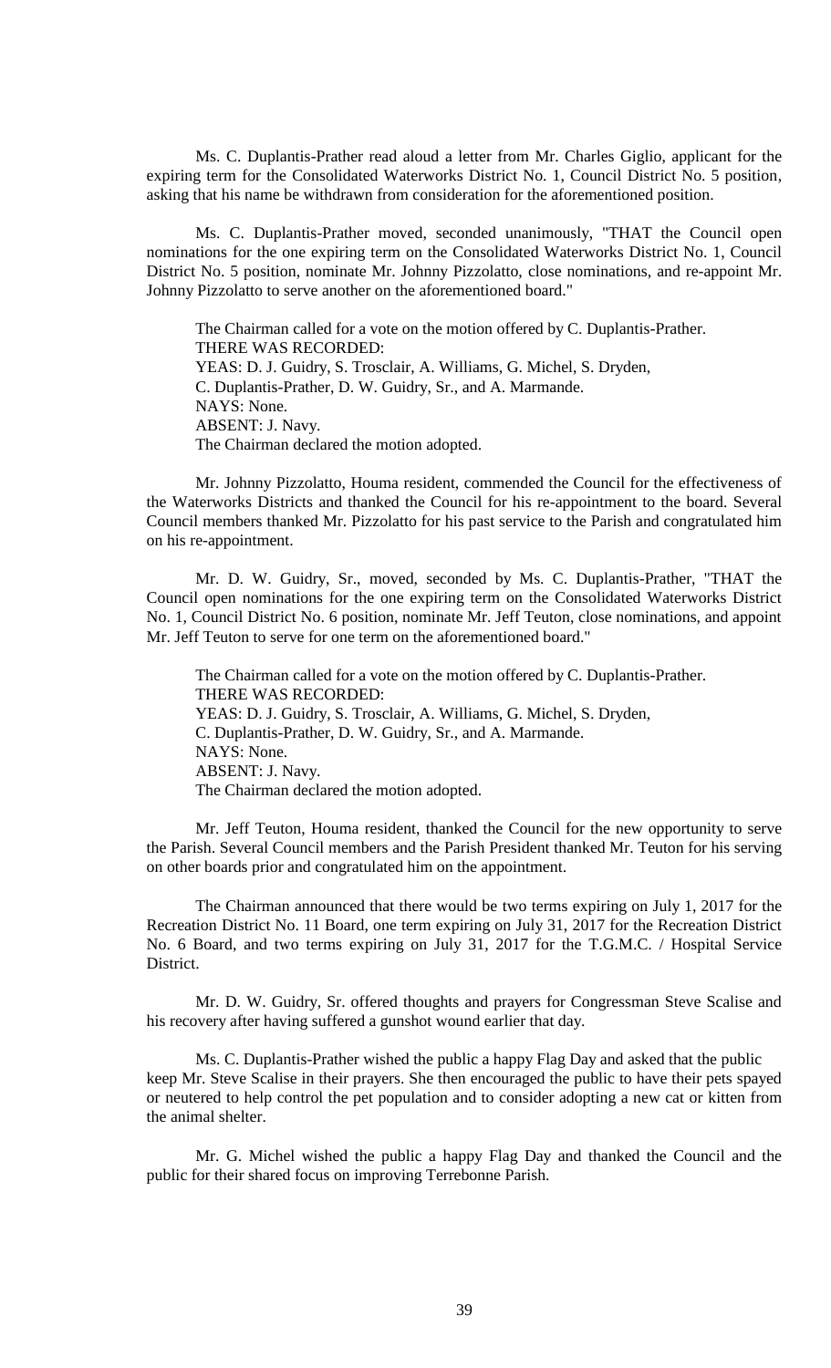Ms. C. Duplantis-Prather read aloud a letter from Mr. Charles Giglio, applicant for the expiring term for the Consolidated Waterworks District No. 1, Council District No. 5 position, asking that his name be withdrawn from consideration for the aforementioned position.

Ms. C. Duplantis-Prather moved, seconded unanimously, "THAT the Council open nominations for the one expiring term on the Consolidated Waterworks District No. 1, Council District No. 5 position, nominate Mr. Johnny Pizzolatto, close nominations, and re-appoint Mr. Johnny Pizzolatto to serve another on the aforementioned board."

The Chairman called for a vote on the motion offered by C. Duplantis-Prather.
THERE WAS RECORDED:
YEAS: D. J. Guidry, S. Trosclair, A. Williams, G. Michel, S. Dryden, C. Duplantis-Prather, D. W. Guidry, Sr., and A. Marmande.
NAYS: None.
ABSENT: J. Navy.
The Chairman declared the motion adopted.

Mr. Johnny Pizzolatto, Houma resident, commended the Council for the effectiveness of the Waterworks Districts and thanked the Council for his re-appointment to the board. Several Council members thanked Mr. Pizzolatto for his past service to the Parish and congratulated him on his re-appointment.

Mr. D. W. Guidry, Sr., moved, seconded by Ms. C. Duplantis-Prather, "THAT the Council open nominations for the one expiring term on the Consolidated Waterworks District No. 1, Council District No. 6 position, nominate Mr. Jeff Teuton, close nominations, and appoint Mr. Jeff Teuton to serve for one term on the aforementioned board."

The Chairman called for a vote on the motion offered by C. Duplantis-Prather.
THERE WAS RECORDED:
YEAS: D. J. Guidry, S. Trosclair, A. Williams, G. Michel, S. Dryden, C. Duplantis-Prather, D. W. Guidry, Sr., and A. Marmande.
NAYS: None.
ABSENT: J. Navy.
The Chairman declared the motion adopted.

Mr. Jeff Teuton, Houma resident, thanked the Council for the new opportunity to serve the Parish. Several Council members and the Parish President thanked Mr. Teuton for his serving on other boards prior and congratulated him on the appointment.

The Chairman announced that there would be two terms expiring on July 1, 2017 for the Recreation District No. 11 Board, one term expiring on July 31, 2017 for the Recreation District No. 6 Board, and two terms expiring on July 31, 2017 for the T.G.M.C. / Hospital Service District.

Mr. D. W. Guidry, Sr. offered thoughts and prayers for Congressman Steve Scalise and his recovery after having suffered a gunshot wound earlier that day.

Ms. C. Duplantis-Prather wished the public a happy Flag Day and asked that the public keep Mr. Steve Scalise in their prayers. She then encouraged the public to have their pets spayed or neutered to help control the pet population and to consider adopting a new cat or kitten from the animal shelter.

Mr. G. Michel wished the public a happy Flag Day and thanked the Council and the public for their shared focus on improving Terrebonne Parish.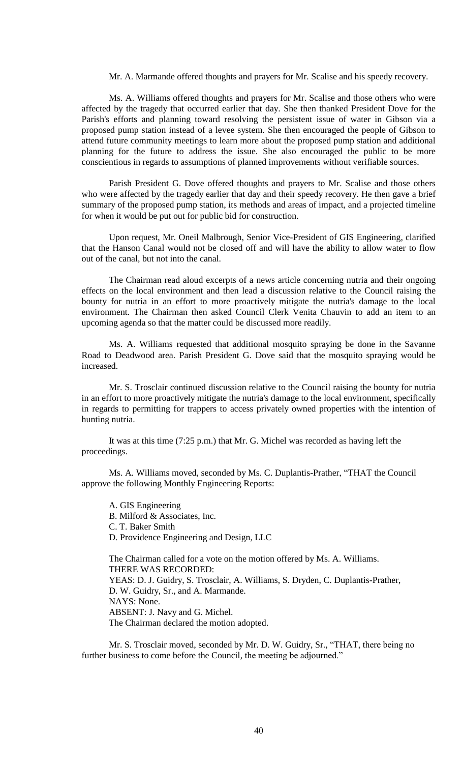Mr. A. Marmande offered thoughts and prayers for Mr. Scalise and his speedy recovery.

Ms. A. Williams offered thoughts and prayers for Mr. Scalise and those others who were affected by the tragedy that occurred earlier that day. She then thanked President Dove for the Parish's efforts and planning toward resolving the persistent issue of water in Gibson via a proposed pump station instead of a levee system. She then encouraged the people of Gibson to attend future community meetings to learn more about the proposed pump station and additional planning for the future to address the issue. She also encouraged the public to be more conscientious in regards to assumptions of planned improvements without verifiable sources.

Parish President G. Dove offered thoughts and prayers to Mr. Scalise and those others who were affected by the tragedy earlier that day and their speedy recovery. He then gave a brief summary of the proposed pump station, its methods and areas of impact, and a projected timeline for when it would be put out for public bid for construction.

Upon request, Mr. Oneil Malbrough, Senior Vice-President of GIS Engineering, clarified that the Hanson Canal would not be closed off and will have the ability to allow water to flow out of the canal, but not into the canal.

The Chairman read aloud excerpts of a news article concerning nutria and their ongoing effects on the local environment and then lead a discussion relative to the Council raising the bounty for nutria in an effort to more proactively mitigate the nutria's damage to the local environment. The Chairman then asked Council Clerk Venita Chauvin to add an item to an upcoming agenda so that the matter could be discussed more readily.

Ms. A. Williams requested that additional mosquito spraying be done in the Savanne Road to Deadwood area. Parish President G. Dove said that the mosquito spraying would be increased.

Mr. S. Trosclair continued discussion relative to the Council raising the bounty for nutria in an effort to more proactively mitigate the nutria's damage to the local environment, specifically in regards to permitting for trappers to access privately owned properties with the intention of hunting nutria.

It was at this time (7:25 p.m.) that Mr. G. Michel was recorded as having left the proceedings.

Ms. A. Williams moved, seconded by Ms. C. Duplantis-Prather, "THAT the Council approve the following Monthly Engineering Reports:

A. GIS Engineering
B. Milford & Associates, Inc.
C. T. Baker Smith
D. Providence Engineering and Design, LLC

The Chairman called for a vote on the motion offered by Ms. A. Williams.
THERE WAS RECORDED:
YEAS: D. J. Guidry, S. Trosclair, A. Williams, S. Dryden, C. Duplantis-Prather, D. W. Guidry, Sr., and A. Marmande.
NAYS: None.
ABSENT: J. Navy and G. Michel.
The Chairman declared the motion adopted.

Mr. S. Trosclair moved, seconded by Mr. D. W. Guidry, Sr., "THAT, there being no further business to come before the Council, the meeting be adjourned."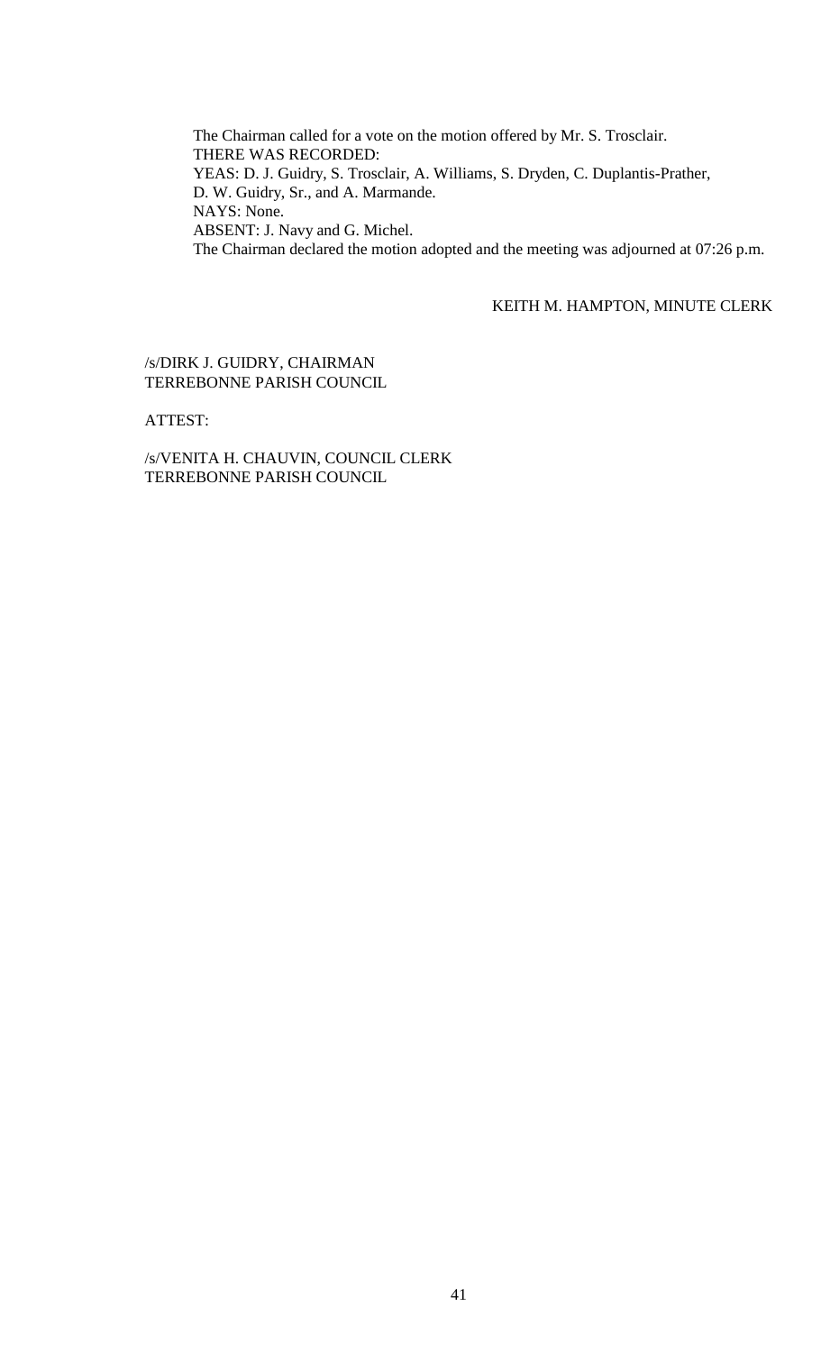The Chairman called for a vote on the motion offered by Mr. S. Trosclair.
THERE WAS RECORDED:
YEAS: D. J. Guidry, S. Trosclair, A. Williams, S. Dryden, C. Duplantis-Prather, D. W. Guidry, Sr., and A. Marmande.
NAYS: None.
ABSENT: J. Navy and G. Michel.
The Chairman declared the motion adopted and the meeting was adjourned at 07:26 p.m.

KEITH M. HAMPTON, MINUTE CLERK

/s/DIRK J. GUIDRY, CHAIRMAN
TERREBONNE PARISH COUNCIL

ATTEST:

/s/VENITA H. CHAUVIN, COUNCIL CLERK
TERREBONNE PARISH COUNCIL